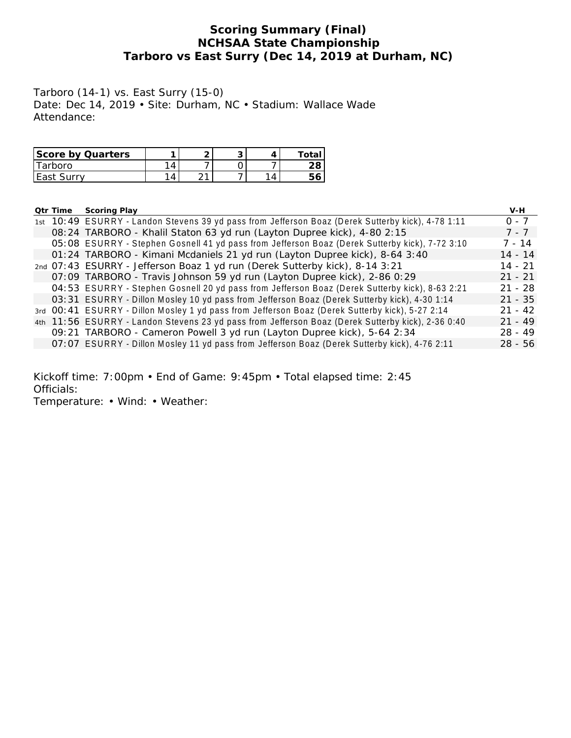# Scoring Summary (Final)
# NCHSAA State Championship
# Tarboro vs East Surry (Dec 14, 2019 at Durham, NC)

Tarboro (14-1) vs. East Surry (15-0)
Date: Dec 14, 2019 • Site: Durham, NC • Stadium: Wallace Wade
Attendance:

| Score by Quarters | 1 | 2 | 3 | 4 | Total |
|---|---|---|---|---|---|
| Tarboro | 14 | 7 | 0 | 7 | **28** |
| East Surry | 14 | 21 | 7 | 14 | **56** |

| Qtr | Time | Scoring Play | V-H |
|---|---|---|---|
| 1st | 10:49 | ESURRY - Landon Stevens 39 yd pass from Jefferson Boaz (Derek Sutterby kick), 4-78 1:11 | 0 - 7 |
| | 08:24 | TARBORO - Khalil Staton 63 yd run (Layton Dupree kick), 4-80 2:15 | 7 - 7 |
| | 05:08 | ESURRY - Stephen Gosnell 41 yd pass from Jefferson Boaz (Derek Sutterby kick), 7-72 3:10 | 7 - 14 |
| | 01:24 | TARBORO - Kimani Mcdaniels 21 yd run (Layton Dupree kick), 8-64 3:40 | 14 - 14 |
| 2nd | 07:43 | ESURRY - Jefferson Boaz 1 yd run (Derek Sutterby kick), 8-14 3:21 | 14 - 21 |
| | 07:09 | TARBORO - Travis Johnson 59 yd run (Layton Dupree kick), 2-86 0:29 | 21 - 21 |
| | 04:53 | ESURRY - Stephen Gosnell 20 yd pass from Jefferson Boaz (Derek Sutterby kick), 8-63 2:21 | 21 - 28 |
| | 03:31 | ESURRY - Dillon Mosley 10 yd pass from Jefferson Boaz (Derek Sutterby kick), 4-30 1:14 | 21 - 35 |
| 3rd | 00:41 | ESURRY - Dillon Mosley 1 yd pass from Jefferson Boaz (Derek Sutterby kick), 5-27 2:14 | 21 - 42 |
| 4th | 11:56 | ESURRY - Landon Stevens 23 yd pass from Jefferson Boaz (Derek Sutterby kick), 2-36 0:40 | 21 - 49 |
| | 09:21 | TARBORO - Cameron Powell 3 yd run (Layton Dupree kick), 5-64 2:34 | 28 - 49 |
| | 07:07 | ESURRY - Dillon Mosley 11 yd pass from Jefferson Boaz (Derek Sutterby kick), 4-76 2:11 | 28 - 56 |

Kickoff time: 7:00pm • End of Game: 9:45pm • Total elapsed time: 2:45
Officials:
Temperature: • Wind: • Weather: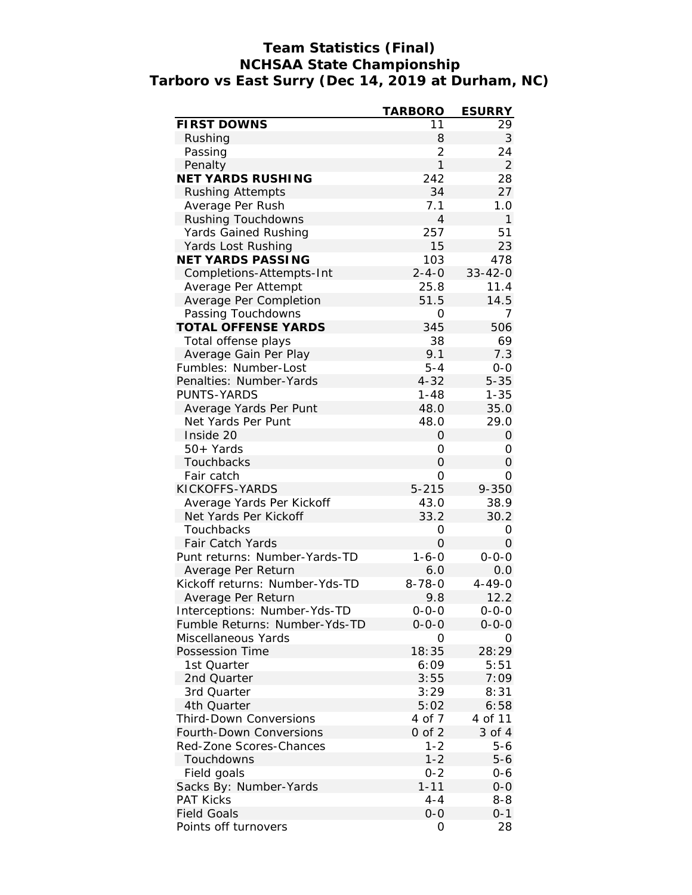# Team Statistics (Final)
## NCHSAA State Championship
## Tarboro vs East Surry (Dec 14, 2019 at Durham, NC)

| | TARBORO | ESURRY |
|---|---|---|
| **FIRST DOWNS** | 11 | 29 |
| Rushing | 8 | 3 |
| Passing | 2 | 24 |
| Penalty | 1 | 2 |
| **NET YARDS RUSHING** | 242 | 28 |
| Rushing Attempts | 34 | 27 |
| Average Per Rush | 7.1 | 1.0 |
| Rushing Touchdowns | 4 | 1 |
| Yards Gained Rushing | 257 | 51 |
| Yards Lost Rushing | 15 | 23 |
| **NET YARDS PASSING** | 103 | 478 |
| Completions-Attempts-Int | 2-4-0 | 33-42-0 |
| Average Per Attempt | 25.8 | 11.4 |
| Average Per Completion | 51.5 | 14.5 |
| Passing Touchdowns | 0 | 7 |
| **TOTAL OFFENSE YARDS** | 345 | 506 |
| Total offense plays | 38 | 69 |
| Average Gain Per Play | 9.1 | 7.3 |
| Fumbles: Number-Lost | 5-4 | 0-0 |
| Penalties: Number-Yards | 4-32 | 5-35 |
| PUNTS-YARDS | 1-48 | 1-35 |
| Average Yards Per Punt | 48.0 | 35.0 |
| Net Yards Per Punt | 48.0 | 29.0 |
| Inside 20 | 0 | 0 |
| 50+ Yards | 0 | 0 |
| Touchbacks | 0 | 0 |
| Fair catch | 0 | 0 |
| KICKOFFS-YARDS | 5-215 | 9-350 |
| Average Yards Per Kickoff | 43.0 | 38.9 |
| Net Yards Per Kickoff | 33.2 | 30.2 |
| Touchbacks | 0 | 0 |
| Fair Catch Yards | 0 | 0 |
| Punt returns: Number-Yards-TD | 1-6-0 | 0-0-0 |
| Average Per Return | 6.0 | 0.0 |
| Kickoff returns: Number-Yds-TD | 8-78-0 | 4-49-0 |
| Average Per Return | 9.8 | 12.2 |
| Interceptions: Number-Yds-TD | 0-0-0 | 0-0-0 |
| Fumble Returns: Number-Yds-TD | 0-0-0 | 0-0-0 |
| Miscellaneous Yards | 0 | 0 |
| Possession Time | 18:35 | 28:29 |
| 1st Quarter | 6:09 | 5:51 |
| 2nd Quarter | 3:55 | 7:09 |
| 3rd Quarter | 3:29 | 8:31 |
| 4th Quarter | 5:02 | 6:58 |
| Third-Down Conversions | 4 of 7 | 4 of 11 |
| Fourth-Down Conversions | 0 of 2 | 3 of 4 |
| Red-Zone Scores-Chances | 1-2 | 5-6 |
| Touchdowns | 1-2 | 5-6 |
| Field goals | 0-2 | 0-6 |
| Sacks By: Number-Yards | 1-11 | 0-0 |
| PAT Kicks | 4-4 | 8-8 |
| Field Goals | 0-0 | 0-1 |
| Points off turnovers | 0 | 28 |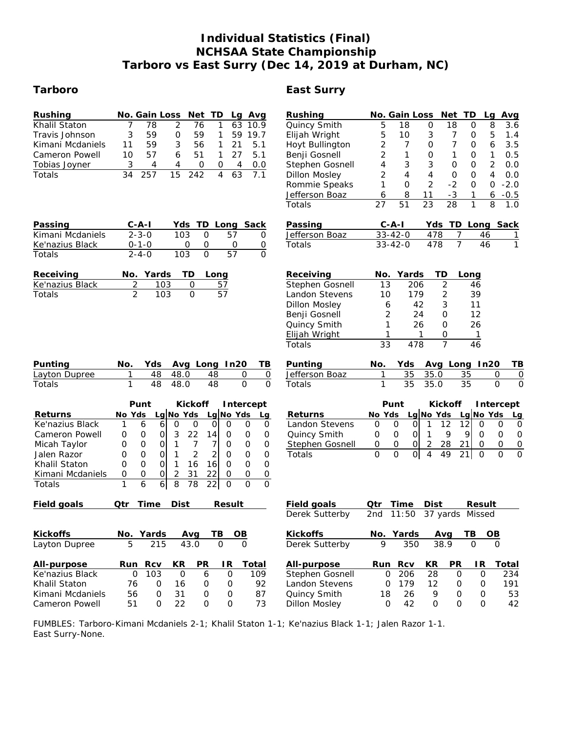# Individual Statistics (Final)
# NCHSAA State Championship
# Tarboro vs East Surry (Dec 14, 2019 at Durham, NC)

## Tarboro

| Rushing | No. | Gain | Loss | Net | TD | Lg | Avg |
|---|---|---|---|---|---|---|---|
| Khalil Staton | 7 | 78 | 2 | 76 | 1 | 63 | 10.9 |
| Travis Johnson | 3 | 59 | 0 | 59 | 1 | 59 | 19.7 |
| Kimani Mcdaniels | 11 | 59 | 3 | 56 | 1 | 21 | 5.1 |
| Cameron Powell | 10 | 57 | 6 | 51 | 1 | 27 | 5.1 |
| Tobias Joyner | 3 | 4 | 4 | 0 | 0 | 4 | 0.0 |
| Totals | 34 | 257 | 15 | 242 | 4 | 63 | 7.1 |

| Passing | C-A-I | Yds | TD | Long | Sack |
|---|---|---|---|---|---|
| Kimani Mcdaniels | 2-3-0 | 103 | 0 | 57 | 0 |
| Ke'nazius Black | 0-1-0 | 0 | 0 | 0 | 0 |
| Totals | 2-4-0 | 103 | 0 | 57 | 0 |

| Receiving | No. | Yards | TD | Long |
|---|---|---|---|---|
| Ke'nazius Black | 2 | 103 | 0 | 57 |
| Totals | 2 | 103 | 0 | 57 |

| Punting | No. | Yds | Avg | Long | In20 | TB |
|---|---|---|---|---|---|---|
| Layton Dupree | 1 | 48 | 48.0 | 48 | 0 | 0 |
| Totals | 1 | 48 | 48.0 | 48 | 0 | 0 |

| | Punt | | | Kickoff | | | Intercept | | |
|---|---|---|---|---|---|---|---|---|---|
| Returns | No | Yds | Lg | No | Yds | Lg | No | Yds | Lg |
| Ke'nazius Black | 1 | 6 | 6 | 0 | 0 | 0 | 0 | 0 | 0 |
| Cameron Powell | 0 | 0 | 0 | 3 | 22 | 14 | 0 | 0 | 0 |
| Micah Taylor | 0 | 0 | 0 | 1 | 7 | 7 | 0 | 0 | 0 |
| Jalen Razor | 0 | 0 | 0 | 1 | 2 | 2 | 0 | 0 | 0 |
| Khalil Staton | 0 | 0 | 0 | 1 | 16 | 16 | 0 | 0 | 0 |
| Kimani Mcdaniels | 0 | 0 | 0 | 2 | 31 | 22 | 0 | 0 | 0 |
| Totals | 1 | 6 | 6 | 8 | 78 | 22 | 0 | 0 | 0 |

| Field goals | Qtr | Time | Dist | Result |
|---|---|---|---|---|

| Kickoffs | No. | Yards | Avg | TB | OB |
|---|---|---|---|---|---|
| Layton Dupree | 5 | 215 | 43.0 | 0 | 0 |

| All-purpose | Run | Rcv | KR | PR | IR | Total |
|---|---|---|---|---|---|---|
| Ke'nazius Black | 0 | 103 | 0 | 6 | 0 | 109 |
| Khalil Staton | 76 | 0 | 16 | 0 | 0 | 92 |
| Kimani Mcdaniels | 56 | 0 | 31 | 0 | 0 | 87 |
| Cameron Powell | 51 | 0 | 22 | 0 | 0 | 73 |

## East Surry

| Rushing | No. | Gain | Loss | Net | TD | Lg | Avg |
|---|---|---|---|---|---|---|---|
| Quincy Smith | 5 | 18 | 0 | 18 | 0 | 8 | 3.6 |
| Elijah Wright | 5 | 10 | 3 | 7 | 0 | 5 | 1.4 |
| Hoyt Bullington | 2 | 7 | 0 | 7 | 0 | 6 | 3.5 |
| Benji Gosnell | 2 | 1 | 0 | 1 | 0 | 1 | 0.5 |
| Stephen Gosnell | 4 | 3 | 3 | 0 | 0 | 2 | 0.0 |
| Dillon Mosley | 2 | 4 | 4 | 0 | 0 | 4 | 0.0 |
| Rommie Speaks | 1 | 0 | 2 | -2 | 0 | 0 | -2.0 |
| Jefferson Boaz | 6 | 8 | 11 | -3 | 1 | 6 | -0.5 |
| Totals | 27 | 51 | 23 | 28 | 1 | 8 | 1.0 |

| Passing | C-A-I | Yds | TD | Long | Sack |
|---|---|---|---|---|---|
| Jefferson Boaz | 33-42-0 | 478 | 7 | 46 | 1 |
| Totals | 33-42-0 | 478 | 7 | 46 | 1 |

| Receiving | No. | Yards | TD | Long |
|---|---|---|---|---|
| Stephen Gosnell | 13 | 206 | 2 | 46 |
| Landon Stevens | 10 | 179 | 2 | 39 |
| Dillon Mosley | 6 | 42 | 3 | 11 |
| Benji Gosnell | 2 | 24 | 0 | 12 |
| Quincy Smith | 1 | 26 | 0 | 26 |
| Elijah Wright | 1 | 1 | 0 | 1 |
| Totals | 33 | 478 | 7 | 46 |

| Punting | No. | Yds | Avg | Long | In20 | TB |
|---|---|---|---|---|---|---|
| Jefferson Boaz | 1 | 35 | 35.0 | 35 | 0 | 0 |
| Totals | 1 | 35 | 35.0 | 35 | 0 | 0 |

| | Punt | | | Kickoff | | | Intercept | | |
|---|---|---|---|---|---|---|---|---|---|
| Returns | No | Yds | Lg | No | Yds | Lg | No | Yds | Lg |
| Landon Stevens | 0 | 0 | 0 | 1 | 12 | 12 | 0 | 0 | 0 |
| Quincy Smith | 0 | 0 | 0 | 1 | 9 | 9 | 0 | 0 | 0 |
| Stephen Gosnell | 0 | 0 | 0 | 2 | 28 | 21 | 0 | 0 | 0 |
| Totals | 0 | 0 | 0 | 4 | 49 | 21 | 0 | 0 | 0 |

| Field goals | Qtr | Time | Dist | Result |
|---|---|---|---|---|
| Derek Sutterby | 2nd | 11:50 | 37 yards | Missed |

| Kickoffs | No. | Yards | Avg | TB | OB |
|---|---|---|---|---|---|
| Derek Sutterby | 9 | 350 | 38.9 | 0 | 0 |

| All-purpose | Run | Rcv | KR | PR | IR | Total |
|---|---|---|---|---|---|---|
| Stephen Gosnell | 0 | 206 | 28 | 0 | 0 | 234 |
| Landon Stevens | 0 | 179 | 12 | 0 | 0 | 191 |
| Quincy Smith | 18 | 26 | 9 | 0 | 0 | 53 |
| Dillon Mosley | 0 | 42 | 0 | 0 | 0 | 42 |

FUMBLES: Tarboro-Kimani Mcdaniels 2-1; Khalil Staton 1-1; Ke'nazius Black 1-1; Jalen Razor 1-1.
East Surry-None.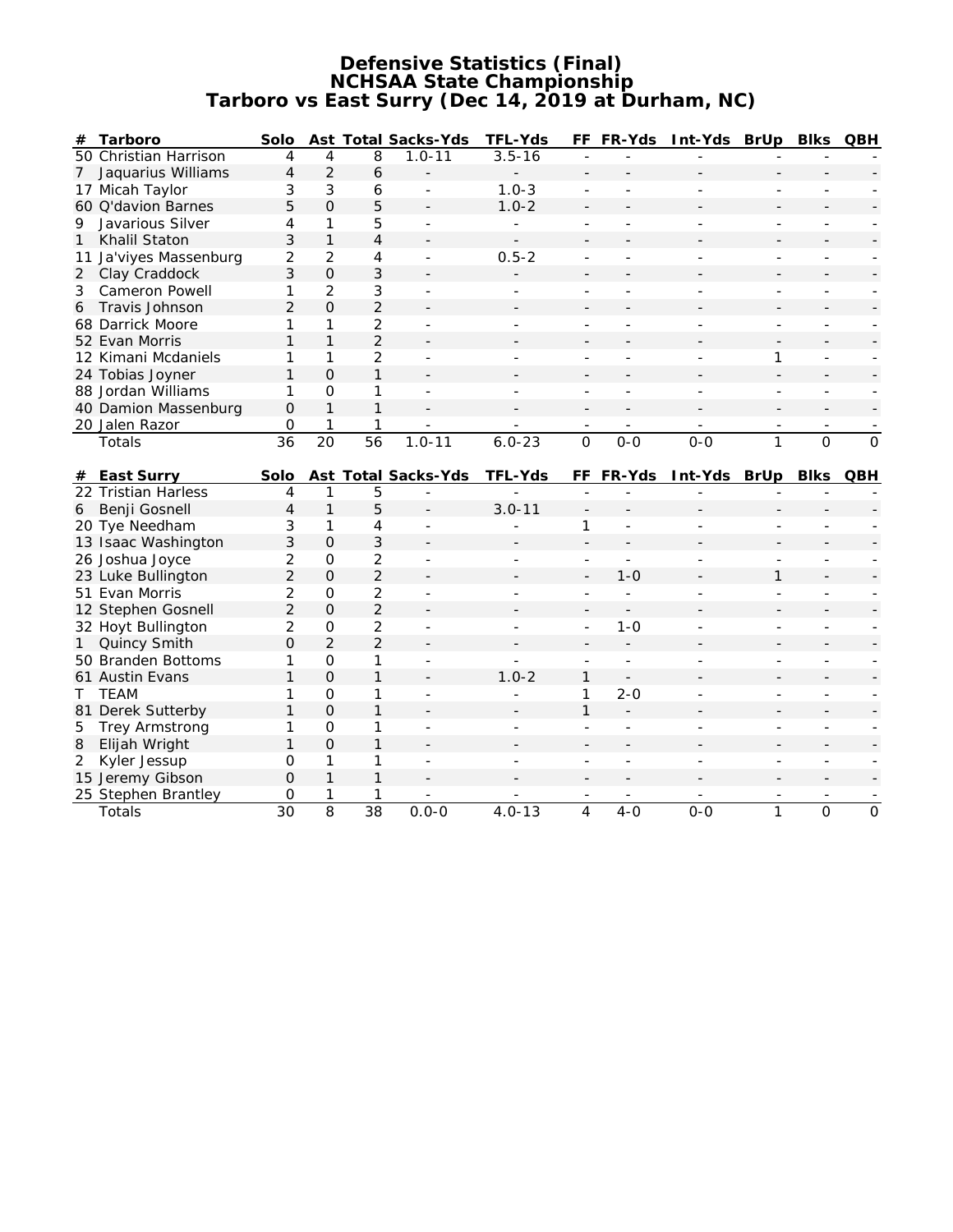# Defensive Statistics (Final)
## NCHSAA State Championship
## Tarboro vs East Surry (Dec 14, 2019 at Durham, NC)

| # | Tarboro | Solo | Ast | Total | Sacks-Yds | TFL-Yds | FF | FR-Yds | Int-Yds | BrUp | Blks | QBH |
|---|---|---|---|---|---|---|---|---|---|---|---|---|
| 50 | Christian Harrison | 4 | 4 | 8 | 1.0-11 | 3.5-16 | - | - | - | - | - | - |
| 7 | Jaquarius Williams | 4 | 2 | 6 | - | - | - | - | - | - | - | - |
| 17 | Micah Taylor | 3 | 3 | 6 | - | 1.0-3 | - | - | - | - | - | - |
| 60 | Q'davion Barnes | 5 | 0 | 5 | - | 1.0-2 | - | - | - | - | - | - |
| 9 | Javarious Silver | 4 | 1 | 5 | - | - | - | - | - | - | - | - |
| 1 | Khalil Staton | 3 | 1 | 4 | - | - | - | - | - | - | - | - |
| 11 | Ja'viyes Massenburg | 2 | 2 | 4 | - | 0.5-2 | - | - | - | - | - | - |
| 2 | Clay Craddock | 3 | 0 | 3 | - | - | - | - | - | - | - | - |
| 3 | Cameron Powell | 1 | 2 | 3 | - | - | - | - | - | - | - | - |
| 6 | Travis Johnson | 2 | 0 | 2 | - | - | - | - | - | - | - | - |
| 68 | Darrick Moore | 1 | 1 | 2 | - | - | - | - | - | - | - | - |
| 52 | Evan Morris | 1 | 1 | 2 | - | - | - | - | - | - | - | - |
| 12 | Kimani Mcdaniels | 1 | 1 | 2 | - | - | - | - | - | 1 | - | - |
| 24 | Tobias Joyner | 1 | 0 | 1 | - | - | - | - | - | - | - | - |
| 88 | Jordan Williams | 1 | 0 | 1 | - | - | - | - | - | - | - | - |
| 40 | Damion Massenburg | 0 | 1 | 1 | - | - | - | - | - | - | - | - |
| 20 | Jalen Razor | 0 | 1 | 1 | - | - | - | - | - | - | - | - |
| | Totals | 36 | 20 | 56 | 1.0-11 | 6.0-23 | 0 | 0-0 | 0-0 | 1 | 0 | 0 |

| # | East Surry | Solo | Ast | Total | Sacks-Yds | TFL-Yds | FF | FR-Yds | Int-Yds | BrUp | Blks | QBH |
|---|---|---|---|---|---|---|---|---|---|---|---|---|
| 22 | Tristian Harless | 4 | 1 | 5 | - | - | - | - | - | - | - | - |
| 6 | Benji Gosnell | 4 | 1 | 5 | - | 3.0-11 | - | - | - | - | - | - |
| 20 | Tye Needham | 3 | 1 | 4 | - | - | 1 | - | - | - | - | - |
| 13 | Isaac Washington | 3 | 0 | 3 | - | - | - | - | - | - | - | - |
| 26 | Joshua Joyce | 2 | 0 | 2 | - | - | - | - | - | - | - | - |
| 23 | Luke Bullington | 2 | 0 | 2 | - | - | - | 1-0 | - | 1 | - | - |
| 51 | Evan Morris | 2 | 0 | 2 | - | - | - | - | - | - | - | - |
| 12 | Stephen Gosnell | 2 | 0 | 2 | - | - | - | - | - | - | - | - |
| 32 | Hoyt Bullington | 2 | 0 | 2 | - | - | - | 1-0 | - | - | - | - |
| 1 | Quincy Smith | 0 | 2 | 2 | - | - | - | - | - | - | - | - |
| 50 | Branden Bottoms | 1 | 0 | 1 | - | - | - | - | - | - | - | - |
| 61 | Austin Evans | 1 | 0 | 1 | - | 1.0-2 | 1 | - | - | - | - | - |
| T | TEAM | 1 | 0 | 1 | - | - | 1 | 2-0 | - | - | - | - |
| 81 | Derek Sutterby | 1 | 0 | 1 | - | - | 1 | - | - | - | - | - |
| 5 | Trey Armstrong | 1 | 0 | 1 | - | - | - | - | - | - | - | - |
| 8 | Elijah Wright | 1 | 0 | 1 | - | - | - | - | - | - | - | - |
| 2 | Kyler Jessup | 0 | 1 | 1 | - | - | - | - | - | - | - | - |
| 15 | Jeremy Gibson | 0 | 1 | 1 | - | - | - | - | - | - | - | - |
| 25 | Stephen Brantley | 0 | 1 | 1 | - | - | - | - | - | - | - | - |
| | Totals | 30 | 8 | 38 | 0.0-0 | 4.0-13 | 4 | 4-0 | 0-0 | 1 | 0 | 0 |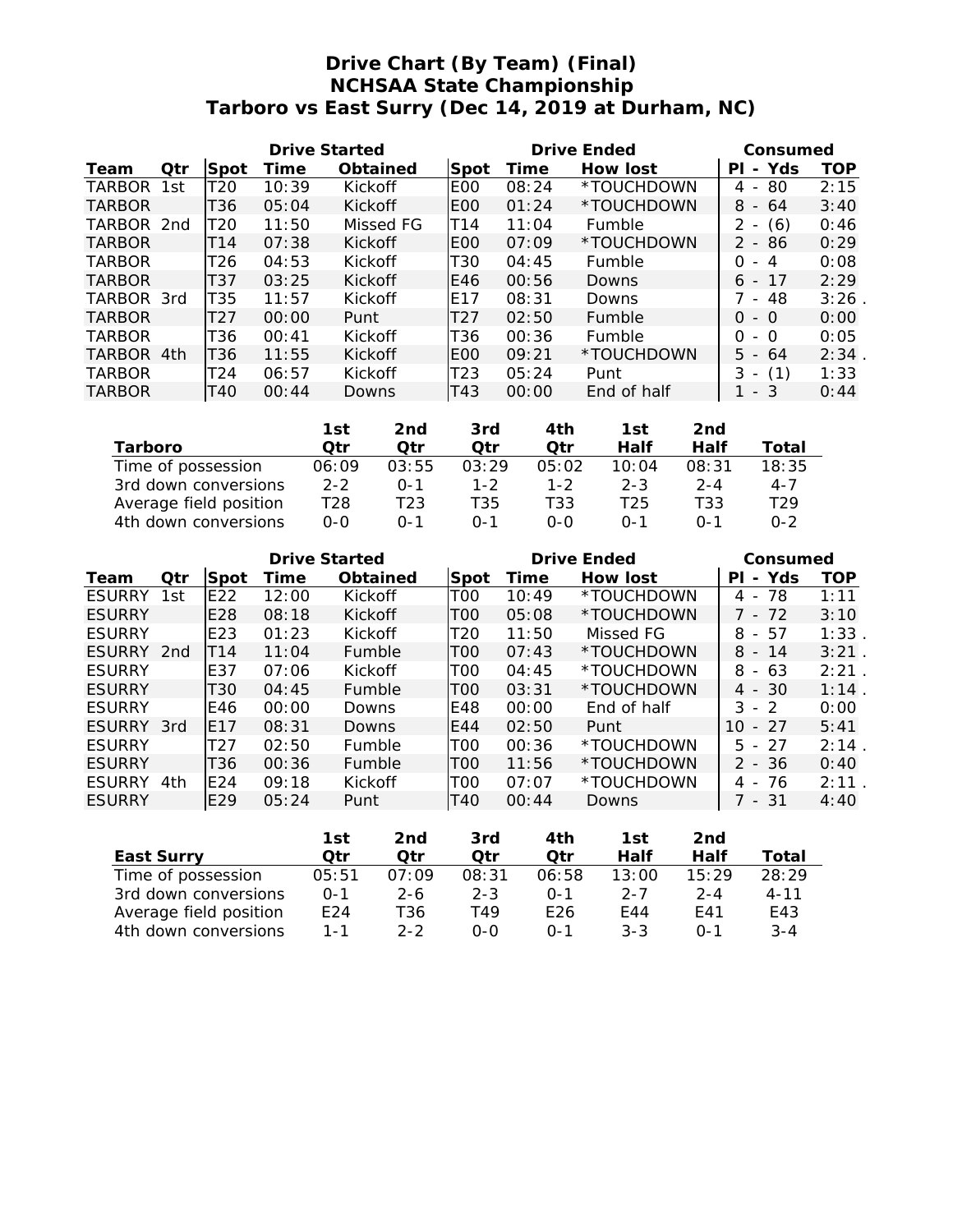# Drive Chart (By Team) (Final)
## NCHSAA State Championship
## Tarboro vs East Surry (Dec 14, 2019 at Durham, NC)

| | | Drive Started | | | Drive Ended | | | Consumed | |
|---|---|---|---|---|---|---|---|---|---|
| **Team** | **Qtr** | **Spot** | **Time** | **Obtained** | **Spot** | **Time** | **How lost** | **Pl - Yds** | **TOP** |
| TARBOR | 1st | T20 | 10:39 | Kickoff | E00 | 08:24 | *TOUCHDOWN | 4 - 80 | 2:15 |
| TARBOR | | T36 | 05:04 | Kickoff | E00 | 01:24 | *TOUCHDOWN | 8 - 64 | 3:40 |
| TARBOR | 2nd | T20 | 11:50 | Missed FG | T14 | 11:04 | Fumble | 2 - (6) | 0:46 |
| TARBOR | | T14 | 07:38 | Kickoff | E00 | 07:09 | *TOUCHDOWN | 2 - 86 | 0:29 |
| TARBOR | | T26 | 04:53 | Kickoff | T30 | 04:45 | Fumble | 0 - 4 | 0:08 |
| TARBOR | | T37 | 03:25 | Kickoff | E46 | 00:56 | Downs | 6 - 17 | 2:29 |
| TARBOR | 3rd | T35 | 11:57 | Kickoff | E17 | 08:31 | Downs | 7 - 48 | 3:26 . |
| TARBOR | | T27 | 00:00 | Punt | T27 | 02:50 | Fumble | 0 - 0 | 0:00 |
| TARBOR | | T36 | 00:41 | Kickoff | T36 | 00:36 | Fumble | 0 - 0 | 0:05 |
| TARBOR | 4th | T36 | 11:55 | Kickoff | E00 | 09:21 | *TOUCHDOWN | 5 - 64 | 2:34 . |
| TARBOR | | T24 | 06:57 | Kickoff | T23 | 05:24 | Punt | 3 - (1) | 1:33 |
| TARBOR | | T40 | 00:44 | Downs | T43 | 00:00 | End of half | 1 - 3 | 0:44 |

| Tarboro | 1st Qtr | 2nd Qtr | 3rd Qtr | 4th Qtr | 1st Half | 2nd Half | Total |
|---|---|---|---|---|---|---|---|
| Time of possession | 06:09 | 03:55 | 03:29 | 05:02 | 10:04 | 08:31 | 18:35 |
| 3rd down conversions | 2-2 | 0-1 | 1-2 | 1-2 | 2-3 | 2-4 | 4-7 |
| Average field position | T28 | T23 | T35 | T33 | T25 | T33 | T29 |
| 4th down conversions | 0-0 | 0-1 | 0-1 | 0-0 | 0-1 | 0-1 | 0-2 |

| | | Drive Started | | | Drive Ended | | | Consumed | |
|---|---|---|---|---|---|---|---|---|---|
| **Team** | **Qtr** | **Spot** | **Time** | **Obtained** | **Spot** | **Time** | **How lost** | **Pl - Yds** | **TOP** |
| ESURRY | 1st | E22 | 12:00 | Kickoff | T00 | 10:49 | *TOUCHDOWN | 4 - 78 | 1:11 |
| ESURRY | | E28 | 08:18 | Kickoff | T00 | 05:08 | *TOUCHDOWN | 7 - 72 | 3:10 |
| ESURRY | | E23 | 01:23 | Kickoff | T20 | 11:50 | Missed FG | 8 - 57 | 1:33 . |
| ESURRY | 2nd | T14 | 11:04 | Fumble | T00 | 07:43 | *TOUCHDOWN | 8 - 14 | 3:21 . |
| ESURRY | | E37 | 07:06 | Kickoff | T00 | 04:45 | *TOUCHDOWN | 8 - 63 | 2:21 . |
| ESURRY | | T30 | 04:45 | Fumble | T00 | 03:31 | *TOUCHDOWN | 4 - 30 | 1:14 . |
| ESURRY | | E46 | 00:00 | Downs | E48 | 00:00 | End of half | 3 - 2 | 0:00 |
| ESURRY | 3rd | E17 | 08:31 | Downs | E44 | 02:50 | Punt | 10 - 27 | 5:41 |
| ESURRY | | T27 | 02:50 | Fumble | T00 | 00:36 | *TOUCHDOWN | 5 - 27 | 2:14 . |
| ESURRY | | T36 | 00:36 | Fumble | T00 | 11:56 | *TOUCHDOWN | 2 - 36 | 0:40 |
| ESURRY | 4th | E24 | 09:18 | Kickoff | T00 | 07:07 | *TOUCHDOWN | 4 - 76 | 2:11 . |
| ESURRY | | E29 | 05:24 | Punt | T40 | 00:44 | Downs | 7 - 31 | 4:40 |

| East Surry | 1st Qtr | 2nd Qtr | 3rd Qtr | 4th Qtr | 1st Half | 2nd Half | Total |
|---|---|---|---|---|---|---|---|
| Time of possession | 05:51 | 07:09 | 08:31 | 06:58 | 13:00 | 15:29 | 28:29 |
| 3rd down conversions | 0-1 | 2-6 | 2-3 | 0-1 | 2-7 | 2-4 | 4-11 |
| Average field position | E24 | T36 | T49 | E26 | E44 | E41 | E43 |
| 4th down conversions | 1-1 | 2-2 | 0-0 | 0-1 | 3-3 | 0-1 | 3-4 |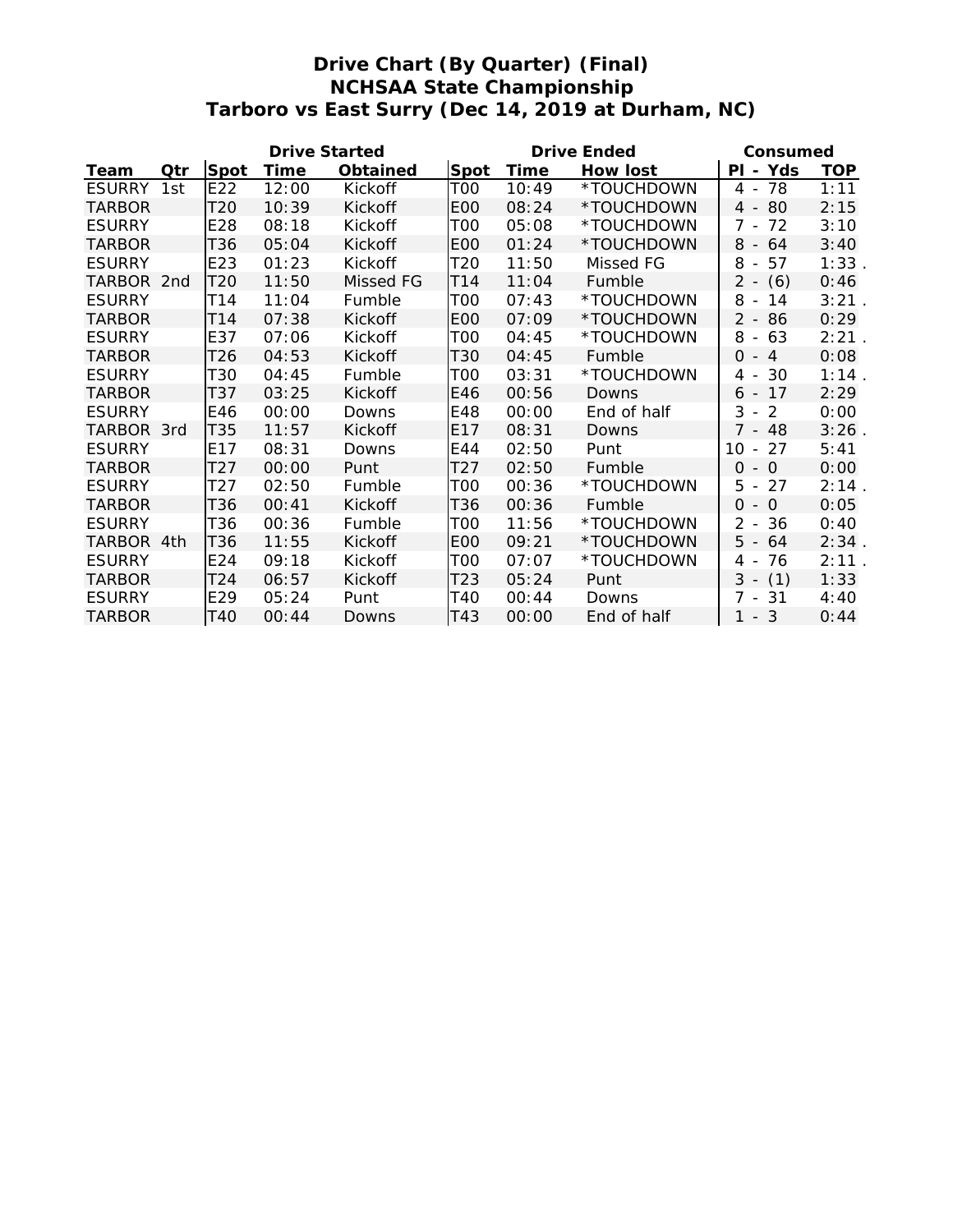# Drive Chart (By Quarter) (Final)
## NCHSAA State Championship
## Tarboro vs East Surry (Dec 14, 2019 at Durham, NC)

| | | Drive Started | | | Drive Ended | | | Consumed | |
|---|---|---|---|---|---|---|---|---|---|
| **Team** | **Qtr** | **Spot** | **Time** | **Obtained** | **Spot** | **Time** | **How lost** | **Pl - Yds** | **TOP** |
| ESURRY | 1st | E22 | 12:00 | Kickoff | T00 | 10:49 | *TOUCHDOWN | 4 - 78 | 1:11 |
| TARBOR | | T20 | 10:39 | Kickoff | E00 | 08:24 | *TOUCHDOWN | 4 - 80 | 2:15 |
| ESURRY | | E28 | 08:18 | Kickoff | T00 | 05:08 | *TOUCHDOWN | 7 - 72 | 3:10 |
| TARBOR | | T36 | 05:04 | Kickoff | E00 | 01:24 | *TOUCHDOWN | 8 - 64 | 3:40 |
| ESURRY | | E23 | 01:23 | Kickoff | T20 | 11:50 | Missed FG | 8 - 57 | 1:33 . |
| TARBOR | 2nd | T20 | 11:50 | Missed FG | T14 | 11:04 | Fumble | 2 - (6) | 0:46 |
| ESURRY | | T14 | 11:04 | Fumble | T00 | 07:43 | *TOUCHDOWN | 8 - 14 | 3:21 . |
| TARBOR | | T14 | 07:38 | Kickoff | E00 | 07:09 | *TOUCHDOWN | 2 - 86 | 0:29 |
| ESURRY | | E37 | 07:06 | Kickoff | T00 | 04:45 | *TOUCHDOWN | 8 - 63 | 2:21 . |
| TARBOR | | T26 | 04:53 | Kickoff | T30 | 04:45 | Fumble | 0 - 4 | 0:08 |
| ESURRY | | T30 | 04:45 | Fumble | T00 | 03:31 | *TOUCHDOWN | 4 - 30 | 1:14 . |
| TARBOR | | T37 | 03:25 | Kickoff | E46 | 00:56 | Downs | 6 - 17 | 2:29 |
| ESURRY | | E46 | 00:00 | Downs | E48 | 00:00 | End of half | 3 - 2 | 0:00 |
| TARBOR | 3rd | T35 | 11:57 | Kickoff | E17 | 08:31 | Downs | 7 - 48 | 3:26 . |
| ESURRY | | E17 | 08:31 | Downs | E44 | 02:50 | Punt | 10 - 27 | 5:41 |
| TARBOR | | T27 | 00:00 | Punt | T27 | 02:50 | Fumble | 0 - 0 | 0:00 |
| ESURRY | | T27 | 02:50 | Fumble | T00 | 00:36 | *TOUCHDOWN | 5 - 27 | 2:14 . |
| TARBOR | | T36 | 00:41 | Kickoff | T36 | 00:36 | Fumble | 0 - 0 | 0:05 |
| ESURRY | | T36 | 00:36 | Fumble | T00 | 11:56 | *TOUCHDOWN | 2 - 36 | 0:40 |
| TARBOR | 4th | T36 | 11:55 | Kickoff | E00 | 09:21 | *TOUCHDOWN | 5 - 64 | 2:34 . |
| ESURRY | | E24 | 09:18 | Kickoff | T00 | 07:07 | *TOUCHDOWN | 4 - 76 | 2:11 . |
| TARBOR | | T24 | 06:57 | Kickoff | T23 | 05:24 | Punt | 3 - (1) | 1:33 |
| ESURRY | | E29 | 05:24 | Punt | T40 | 00:44 | Downs | 7 - 31 | 4:40 |
| TARBOR | | T40 | 00:44 | Downs | T43 | 00:00 | End of half | 1 - 3 | 0:44 |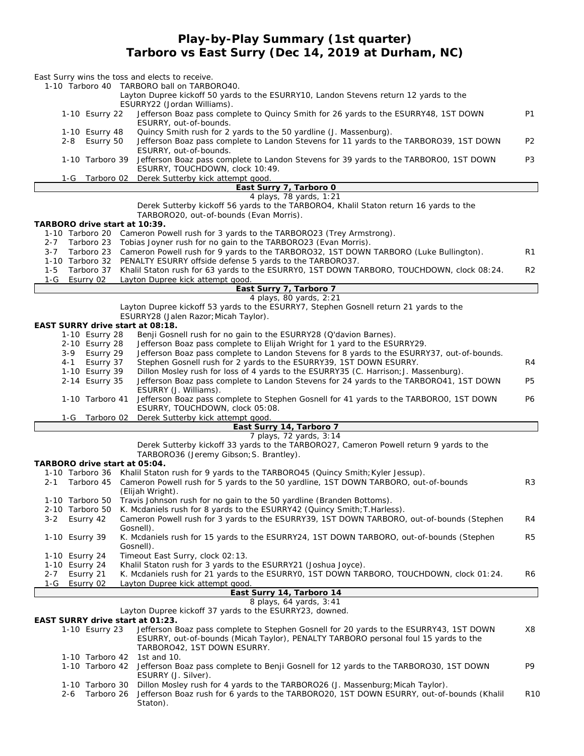# Play-by-Play Summary (1st quarter)
## Tarboro vs East Surry (Dec 14, 2019 at Durham, NC)

East Surry wins the toss and elects to receive.

| Down | Spot | Play | |
|---|---|---|---|
| 1-10 | Tarboro 40 | TARBORO ball on TARBORO40. | |
| | | Layton Dupree kickoff 50 yards to the ESURRY10, Landon Stevens return 12 yards to the ESURRY22 (Jordan Williams). | |
| 1-10 | Esurry 22 | Jefferson Boaz pass complete to Quincy Smith for 26 yards to the ESURRY48, 1ST DOWN ESURRY, out-of-bounds. | P1 |
| 1-10 | Esurry 48 | Quincy Smith rush for 2 yards to the 50 yardline (J. Massenburg). | |
| 2-8 | Esurry 50 | Jefferson Boaz pass complete to Landon Stevens for 11 yards to the TARBORO39, 1ST DOWN ESURRY, out-of-bounds. | P2 |
| 1-10 | Tarboro 39 | Jefferson Boaz pass complete to Landon Stevens for 39 yards to the TARBORO0, 1ST DOWN ESURRY, TOUCHDOWN, clock 10:49. | P3 |
| 1-G | Tarboro 02 | Derek Sutterby kick attempt good. | |

**East Surry 7, Tarboro 0**
4 plays, 78 yards, 1:21

Derek Sutterby kickoff 56 yards to the TARBORO4, Khalil Staton return 16 yards to the TARBORO20, out-of-bounds (Evan Morris).

**TARBORO drive start at 10:39.**

| Down | Spot | Play | |
|---|---|---|---|
| 1-10 | Tarboro 20 | Cameron Powell rush for 3 yards to the TARBORO23 (Trey Armstrong). | |
| 2-7 | Tarboro 23 | Tobias Joyner rush for no gain to the TARBORO23 (Evan Morris). | |
| 3-7 | Tarboro 23 | Cameron Powell rush for 9 yards to the TARBORO32, 1ST DOWN TARBORO (Luke Bullington). | R1 |
| 1-10 | Tarboro 32 | PENALTY ESURRY offside defense 5 yards to the TARBORO37. | |
| 1-5 | Tarboro 37 | Khalil Staton rush for 63 yards to the ESURRY0, 1ST DOWN TARBORO, TOUCHDOWN, clock 08:24. | R2 |
| 1-G | Esurry 02 | Layton Dupree kick attempt good. | |

**East Surry 7, Tarboro 7**
4 plays, 80 yards, 2:21

Layton Dupree kickoff 53 yards to the ESURRY7, Stephen Gosnell return 21 yards to the ESURRY28 (Jalen Razor;Micah Taylor).

**EAST SURRY drive start at 08:18.**

| Down | Spot | Play | |
|---|---|---|---|
| 1-10 | Esurry 28 | Benji Gosnell rush for no gain to the ESURRY28 (Q'davion Barnes). | |
| 2-10 | Esurry 28 | Jefferson Boaz pass complete to Elijah Wright for 1 yard to the ESURRY29. | |
| 3-9 | Esurry 29 | Jefferson Boaz pass complete to Landon Stevens for 8 yards to the ESURRY37, out-of-bounds. | |
| 4-1 | Esurry 37 | Stephen Gosnell rush for 2 yards to the ESURRY39, 1ST DOWN ESURRY. | R4 |
| 1-10 | Esurry 39 | Dillon Mosley rush for loss of 4 yards to the ESURRY35 (C. Harrison;J. Massenburg). | |
| 2-14 | Esurry 35 | Jefferson Boaz pass complete to Landon Stevens for 24 yards to the TARBORO41, 1ST DOWN ESURRY (J. Williams). | P5 |
| 1-10 | Tarboro 41 | Jefferson Boaz pass complete to Stephen Gosnell for 41 yards to the TARBORO0, 1ST DOWN ESURRY, TOUCHDOWN, clock 05:08. | P6 |
| 1-G | Tarboro 02 | Derek Sutterby kick attempt good. | |

**East Surry 14, Tarboro 7**
7 plays, 72 yards, 3:14

Derek Sutterby kickoff 33 yards to the TARBORO27, Cameron Powell return 9 yards to the TARBORO36 (Jeremy Gibson;S. Brantley).

**TARBORO drive start at 05:04.**

| Down | Spot | Play | |
|---|---|---|---|
| 1-10 | Tarboro 36 | Khalil Staton rush for 9 yards to the TARBORO45 (Quincy Smith;Kyler Jessup). | |
| 2-1 | Tarboro 45 | Cameron Powell rush for 5 yards to the 50 yardline, 1ST DOWN TARBORO, out-of-bounds (Elijah Wright). | R3 |
| 1-10 | Tarboro 50 | Travis Johnson rush for no gain to the 50 yardline (Branden Bottoms). | |
| 2-10 | Tarboro 50 | K. Mcdaniels rush for 8 yards to the ESURRY42 (Quincy Smith;T.Harless). | |
| 3-2 | Esurry 42 | Cameron Powell rush for 3 yards to the ESURRY39, 1ST DOWN TARBORO, out-of-bounds (Stephen Gosnell). | R4 |
| 1-10 | Esurry 39 | K. Mcdaniels rush for 15 yards to the ESURRY24, 1ST DOWN TARBORO, out-of-bounds (Stephen Gosnell). | R5 |
| 1-10 | Esurry 24 | Timeout East Surry, clock 02:13. | |
| 1-10 | Esurry 24 | Khalil Staton rush for 3 yards to the ESURRY21 (Joshua Joyce). | |
| 2-7 | Esurry 21 | K. Mcdaniels rush for 21 yards to the ESURRY0, 1ST DOWN TARBORO, TOUCHDOWN, clock 01:24. | R6 |
| 1-G | Esurry 02 | Layton Dupree kick attempt good. | |

**East Surry 14, Tarboro 14**
8 plays, 64 yards, 3:41

Layton Dupree kickoff 37 yards to the ESURRY23, downed.

**EAST SURRY drive start at 01:23.**

| Down | Spot | Play | |
|---|---|---|---|
| 1-10 | Esurry 23 | Jefferson Boaz pass complete to Stephen Gosnell for 20 yards to the ESURRY43, 1ST DOWN ESURRY, out-of-bounds (Micah Taylor), PENALTY TARBORO personal foul 15 yards to the TARBORO42, 1ST DOWN ESURRY. | X8 |
| 1-10 | Tarboro 42 | 1st and 10. | |
| 1-10 | Tarboro 42 | Jefferson Boaz pass complete to Benji Gosnell for 12 yards to the TARBORO30, 1ST DOWN ESURRY (J. Silver). | P9 |
| 1-10 | Tarboro 30 | Dillon Mosley rush for 4 yards to the TARBORO26 (J. Massenburg;Micah Taylor). | |
| 2-6 | Tarboro 26 | Jefferson Boaz rush for 6 yards to the TARBORO20, 1ST DOWN ESURRY, out-of-bounds (Khalil Staton). | R10 |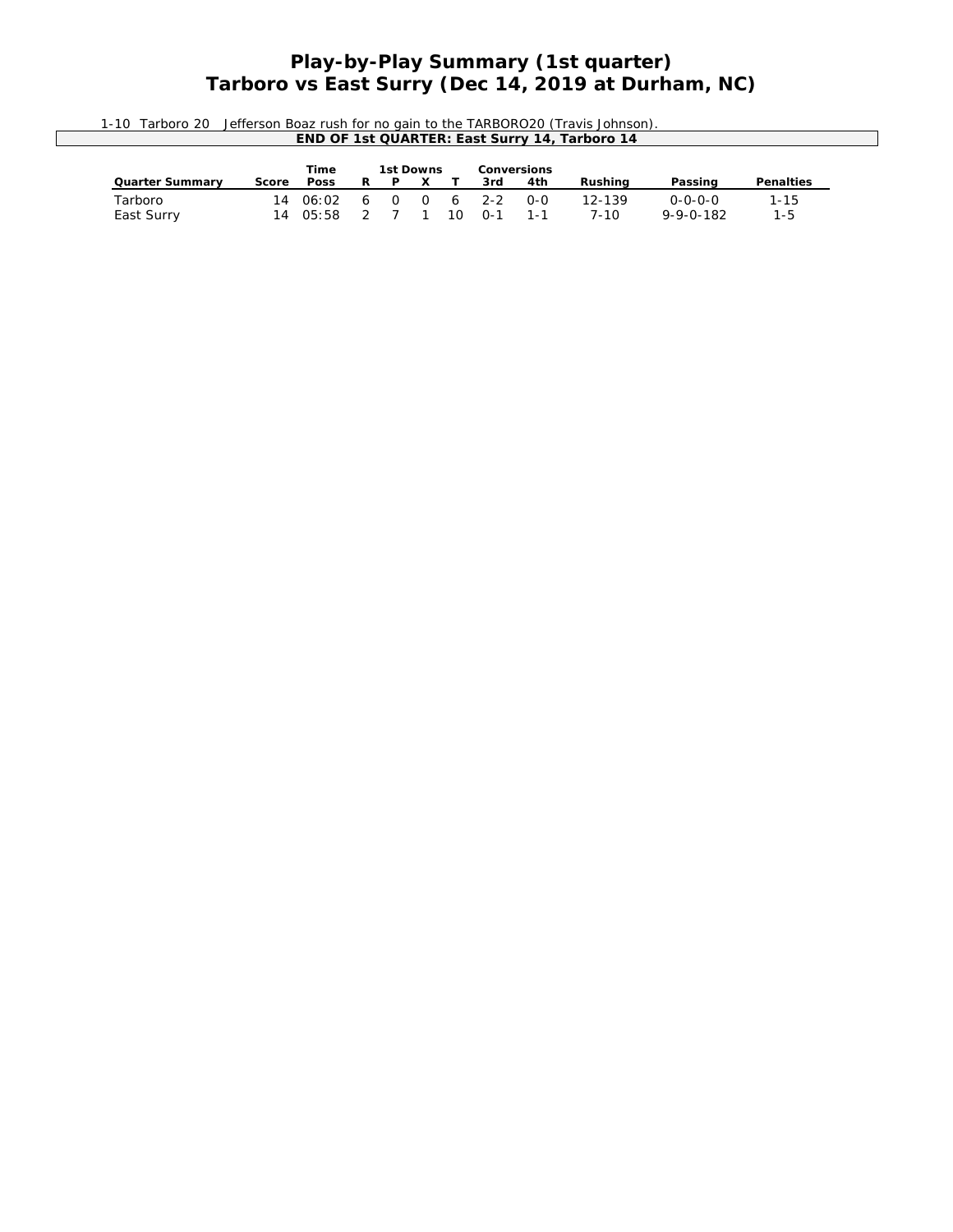# Play-by-Play Summary (1st quarter)
# Tarboro vs East Surry (Dec 14, 2019 at Durham, NC)

1-10 Tarboro 20 Jefferson Boaz rush for no gain to the TARBORO20 (Travis Johnson).

**END OF 1st QUARTER: East Surry 14, Tarboro 14**

| Quarter Summary | Score | Time Poss | 1st Downs R | P | X | T | Conversions 3rd | 4th | Rushing | Passing | Penalties |
|---|---|---|---|---|---|---|---|---|---|---|---|
| Tarboro | 14 | 06:02 | 6 | 0 | 0 | 6 | 2-2 | 0-0 | 12-139 | 0-0-0-0 | 1-15 |
| East Surry | 14 | 05:58 | 2 | 7 | 1 | 10 | 0-1 | 1-1 | 7-10 | 9-9-0-182 | 1-5 |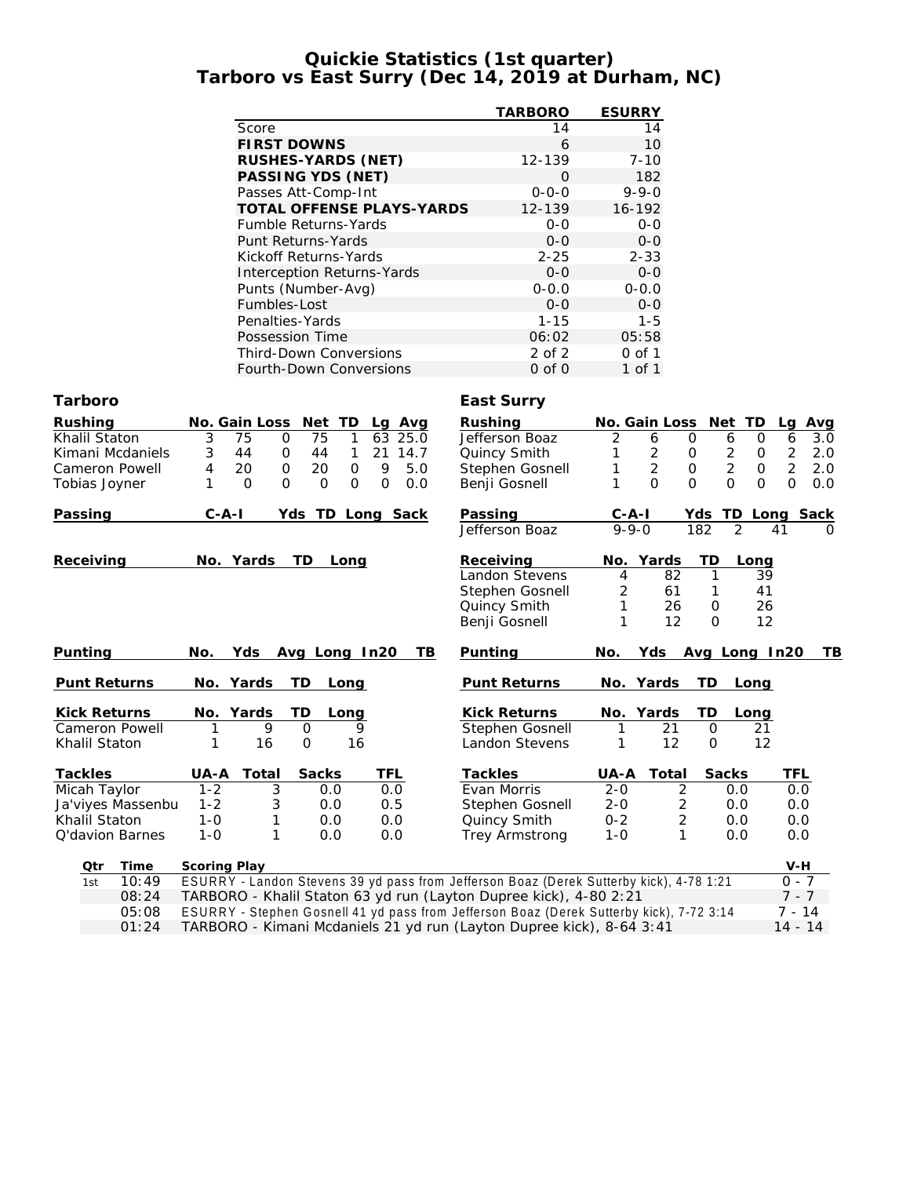# Quickie Statistics (1st quarter)
## Tarboro vs East Surry (Dec 14, 2019 at Durham, NC)

| | TARBORO | ESURRY |
|---|---|---|
| Score | 14 | 14 |
| **FIRST DOWNS** | 6 | 10 |
| **RUSHES-YARDS (NET)** | 12-139 | 7-10 |
| **PASSING YDS (NET)** | 0 | 182 |
| Passes Att-Comp-Int | 0-0-0 | 9-9-0 |
| **TOTAL OFFENSE PLAYS-YARDS** | 12-139 | 16-192 |
| Fumble Returns-Yards | 0-0 | 0-0 |
| Punt Returns-Yards | 0-0 | 0-0 |
| Kickoff Returns-Yards | 2-25 | 2-33 |
| Interception Returns-Yards | 0-0 | 0-0 |
| Punts (Number-Avg) | 0-0.0 | 0-0.0 |
| Fumbles-Lost | 0-0 | 0-0 |
| Penalties-Yards | 1-15 | 1-5 |
| Possession Time | 06:02 | 05:58 |
| Third-Down Conversions | 2 of 2 | 0 of 1 |
| Fourth-Down Conversions | 0 of 0 | 1 of 1 |

### Tarboro

| Rushing | No. | Gain | Loss | Net | TD | Lg | Avg |
|---|---|---|---|---|---|---|---|
| Khalil Staton | 3 | 75 | 0 | 75 | 1 | 63 | 25.0 |
| Kimani Mcdaniels | 3 | 44 | 0 | 44 | 1 | 21 | 14.7 |
| Cameron Powell | 4 | 20 | 0 | 20 | 0 | 9 | 5.0 |
| Tobias Joyner | 1 | 0 | 0 | 0 | 0 | 0 | 0.0 |

| Passing | C-A-I | Yds | TD | Long | Sack |
|---|---|---|---|---|---|

| Receiving | No. | Yards | TD | Long |
|---|---|---|---|---|

| Punting | No. | Yds | Avg | Long | In20 | TB |
|---|---|---|---|---|---|---|

| Punt Returns | No. | Yards | TD | Long |
|---|---|---|---|---|

| Kick Returns | No. | Yards | TD | Long |
|---|---|---|---|---|
| Cameron Powell | 1 | 9 | 0 | 9 |
| Khalil Staton | 1 | 16 | 0 | 16 |

| Tackles | UA-A | Total | Sacks | TFL |
|---|---|---|---|---|
| Micah Taylor | 1-2 | 3 | 0.0 | 0.0 |
| Ja'viyes Massenbu | 1-2 | 3 | 0.0 | 0.5 |
| Khalil Staton | 1-0 | 1 | 0.0 | 0.0 |
| Q'davion Barnes | 1-0 | 1 | 0.0 | 0.0 |

### East Surry

| Rushing | No. | Gain | Loss | Net | TD | Lg | Avg |
|---|---|---|---|---|---|---|---|
| Jefferson Boaz | 2 | 6 | 0 | 6 | 0 | 6 | 3.0 |
| Quincy Smith | 1 | 2 | 0 | 2 | 0 | 2 | 2.0 |
| Stephen Gosnell | 1 | 2 | 0 | 2 | 0 | 2 | 2.0 |
| Benji Gosnell | 1 | 0 | 0 | 0 | 0 | 0 | 0.0 |

| Passing | C-A-I | Yds | TD | Long | Sack |
|---|---|---|---|---|---|
| Jefferson Boaz | 9-9-0 | 182 | 2 | 41 | 0 |

| Receiving | No. | Yards | TD | Long |
|---|---|---|---|---|
| Landon Stevens | 4 | 82 | 1 | 39 |
| Stephen Gosnell | 2 | 61 | 1 | 41 |
| Quincy Smith | 1 | 26 | 0 | 26 |
| Benji Gosnell | 1 | 12 | 0 | 12 |

| Punting | No. | Yds | Avg | Long | In20 | TB |
|---|---|---|---|---|---|---|

| Punt Returns | No. | Yards | TD | Long |
|---|---|---|---|---|

| Kick Returns | No. | Yards | TD | Long |
|---|---|---|---|---|
| Stephen Gosnell | 1 | 21 | 0 | 21 |
| Landon Stevens | 1 | 12 | 0 | 12 |

| Tackles | UA-A | Total | Sacks | TFL |
|---|---|---|---|---|
| Evan Morris | 2-0 | 2 | 0.0 | 0.0 |
| Stephen Gosnell | 2-0 | 2 | 0.0 | 0.0 |
| Quincy Smith | 0-2 | 2 | 0.0 | 0.0 |
| Trey Armstrong | 1-0 | 1 | 0.0 | 0.0 |

| Qtr | Time | Scoring Play | V-H |
|---|---|---|---|
| 1st | 10:49 | ESURRY - Landon Stevens 39 yd pass from Jefferson Boaz (Derek Sutterby kick), 4-78 1:21 | 0 - 7 |
| | 08:24 | TARBORO - Khalil Staton 63 yd run (Layton Dupree kick), 4-80 2:21 | 7 - 7 |
| | 05:08 | ESURRY - Stephen Gosnell 41 yd pass from Jefferson Boaz (Derek Sutterby kick), 7-72 3:14 | 7 - 14 |
| | 01:24 | TARBORO - Kimani Mcdaniels 21 yd run (Layton Dupree kick), 8-64 3:41 | 14 - 14 |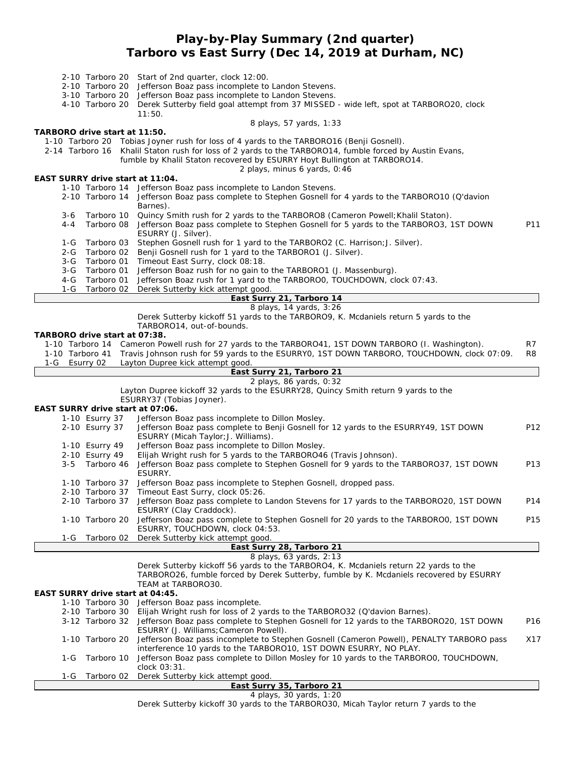# Play-by-Play Summary (2nd quarter)
## Tarboro vs East Surry (Dec 14, 2019 at Durham, NC)

2-10 Tarboro 20 Start of 2nd quarter, clock 12:00.
2-10 Tarboro 20 Jefferson Boaz pass incomplete to Landon Stevens.
3-10 Tarboro 20 Jefferson Boaz pass incomplete to Landon Stevens.
4-10 Tarboro 20 Derek Sutterby field goal attempt from 37 MISSED - wide left, spot at TARBORO20, clock 11:50.

8 plays, 57 yards, 1:33

**TARBORO drive start at 11:50.**

1-10 Tarboro 20 Tobias Joyner rush for loss of 4 yards to the TARBORO16 (Benji Gosnell).
2-14 Tarboro 16 Khalil Staton rush for loss of 2 yards to the TARBORO14, fumble forced by Austin Evans, fumble by Khalil Staton recovered by ESURRY Hoyt Bullington at TARBORO14.

2 plays, minus 6 yards, 0:46

**EAST SURRY drive start at 11:04.**

1-10 Tarboro 14 Jefferson Boaz pass incomplete to Landon Stevens.
2-10 Tarboro 14 Jefferson Boaz pass complete to Stephen Gosnell for 4 yards to the TARBORO10 (Q'davion Barnes).
3-6 Tarboro 10 Quincy Smith rush for 2 yards to the TARBORO8 (Cameron Powell;Khalil Staton).
4-4 Tarboro 08 Jefferson Boaz pass complete to Stephen Gosnell for 5 yards to the TARBORO3, 1ST DOWN ESURRY (J. Silver). P11
1-G Tarboro 03 Stephen Gosnell rush for 1 yard to the TARBORO2 (C. Harrison;J. Silver).
2-G Tarboro 02 Benji Gosnell rush for 1 yard to the TARBORO1 (J. Silver).
3-G Tarboro 01 Timeout East Surry, clock 08:18.
3-G Tarboro 01 Jefferson Boaz rush for no gain to the TARBORO1 (J. Massenburg).
4-G Tarboro 01 Jefferson Boaz rush for 1 yard to the TARBORO0, TOUCHDOWN, clock 07:43.
1-G Tarboro 02 Derek Sutterby kick attempt good.

**East Surry 21, Tarboro 14**

8 plays, 14 yards, 3:26

Derek Sutterby kickoff 51 yards to the TARBORO9, K. Mcdaniels return 5 yards to the TARBORO14, out-of-bounds.

**TARBORO drive start at 07:38.**

1-10 Tarboro 14 Cameron Powell rush for 27 yards to the TARBORO41, 1ST DOWN TARBORO (I. Washington). R7
1-10 Tarboro 41 Travis Johnson rush for 59 yards to the ESURRY0, 1ST DOWN TARBORO, TOUCHDOWN, clock 07:09. R8
1-G Esurry 02 Layton Dupree kick attempt good.

**East Surry 21, Tarboro 21**

2 plays, 86 yards, 0:32

Layton Dupree kickoff 32 yards to the ESURRY28, Quincy Smith return 9 yards to the ESURRY37 (Tobias Joyner).

**EAST SURRY drive start at 07:06.**

1-10 Esurry 37 Jefferson Boaz pass incomplete to Dillon Mosley.
2-10 Esurry 37 Jefferson Boaz pass complete to Benji Gosnell for 12 yards to the ESURRY49, 1ST DOWN ESURRY (Micah Taylor;J. Williams). P12
1-10 Esurry 49 Jefferson Boaz pass incomplete to Dillon Mosley.
2-10 Esurry 49 Elijah Wright rush for 5 yards to the TARBORO46 (Travis Johnson).
3-5 Tarboro 46 Jefferson Boaz pass complete to Stephen Gosnell for 9 yards to the TARBORO37, 1ST DOWN ESURRY. P13
1-10 Tarboro 37 Jefferson Boaz pass incomplete to Stephen Gosnell, dropped pass.
2-10 Tarboro 37 Timeout East Surry, clock 05:26.
2-10 Tarboro 37 Jefferson Boaz pass complete to Landon Stevens for 17 yards to the TARBORO20, 1ST DOWN ESURRY (Clay Craddock). P14
1-10 Tarboro 20 Jefferson Boaz pass complete to Stephen Gosnell for 20 yards to the TARBORO0, 1ST DOWN ESURRY, TOUCHDOWN, clock 04:53. P15
1-G Tarboro 02 Derek Sutterby kick attempt good.

**East Surry 28, Tarboro 21**

8 plays, 63 yards, 2:13

Derek Sutterby kickoff 56 yards to the TARBORO4, K. Mcdaniels return 22 yards to the TARBORO26, fumble forced by Derek Sutterby, fumble by K. Mcdaniels recovered by ESURRY TEAM at TARBORO30.

**EAST SURRY drive start at 04:45.**

1-10 Tarboro 30 Jefferson Boaz pass incomplete.
2-10 Tarboro 30 Elijah Wright rush for loss of 2 yards to the TARBORO32 (Q'davion Barnes).
3-12 Tarboro 32 Jefferson Boaz pass complete to Stephen Gosnell for 12 yards to the TARBORO20, 1ST DOWN ESURRY (J. Williams;Cameron Powell). P16
1-10 Tarboro 20 Jefferson Boaz pass incomplete to Stephen Gosnell (Cameron Powell), PENALTY TARBORO pass interference 10 yards to the TARBORO10, 1ST DOWN ESURRY, NO PLAY. X17
1-G Tarboro 10 Jefferson Boaz pass complete to Dillon Mosley for 10 yards to the TARBORO0, TOUCHDOWN, clock 03:31.
1-G Tarboro 02 Derek Sutterby kick attempt good.

**East Surry 35, Tarboro 21**

4 plays, 30 yards, 1:20

Derek Sutterby kickoff 30 yards to the TARBORO30, Micah Taylor return 7 yards to the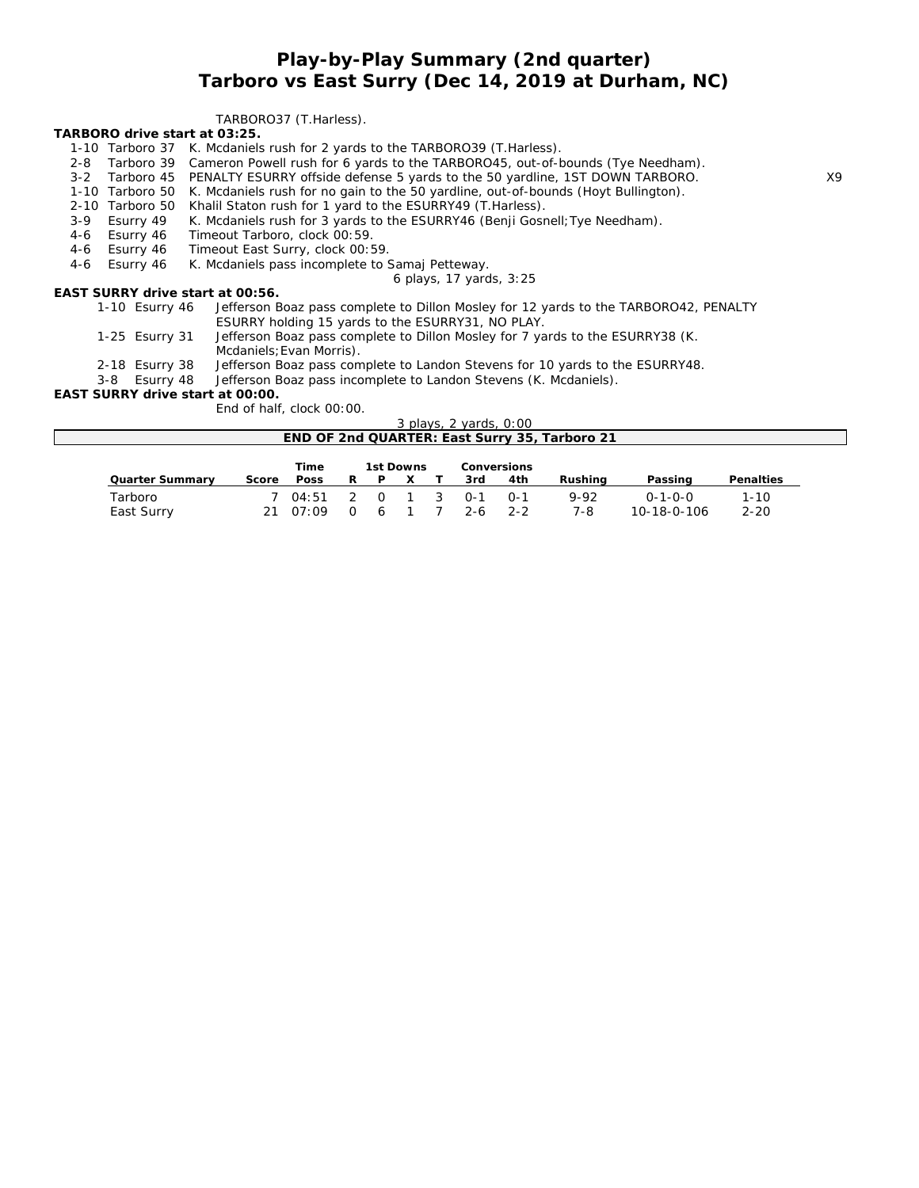# Play-by-Play Summary (2nd quarter)
## Tarboro vs East Surry (Dec 14, 2019 at Durham, NC)

TARBORO37 (T.Harless).

**TARBORO drive start at 03:25.**

| | | | |
|---|---|---|---|
| 1-10 | Tarboro 37 | K. Mcdaniels rush for 2 yards to the TARBORO39 (T.Harless). | |
| 2-8 | Tarboro 39 | Cameron Powell rush for 6 yards to the TARBORO45, out-of-bounds (Tye Needham). | |
| 3-2 | Tarboro 45 | PENALTY ESURRY offside defense 5 yards to the 50 yardline, 1ST DOWN TARBORO. | X9 |
| 1-10 | Tarboro 50 | K. Mcdaniels rush for no gain to the 50 yardline, out-of-bounds (Hoyt Bullington). | |
| 2-10 | Tarboro 50 | Khalil Staton rush for 1 yard to the ESURRY49 (T.Harless). | |
| 3-9 | Esurry 49 | K. Mcdaniels rush for 3 yards to the ESURRY46 (Benji Gosnell;Tye Needham). | |
| 4-6 | Esurry 46 | Timeout Tarboro, clock 00:59. | |
| 4-6 | Esurry 46 | Timeout East Surry, clock 00:59. | |
| 4-6 | Esurry 46 | K. Mcdaniels pass incomplete to Samaj Petteway. | |

6 plays, 17 yards, 3:25

**EAST SURRY drive start at 00:56.**

| | | |
|---|---|---|
| 1-10 | Esurry 46 | Jefferson Boaz pass complete to Dillon Mosley for 12 yards to the TARBORO42, PENALTY ESURRY holding 15 yards to the ESURRY31, NO PLAY. |
| 1-25 | Esurry 31 | Jefferson Boaz pass complete to Dillon Mosley for 7 yards to the ESURRY38 (K. Mcdaniels;Evan Morris). |
| 2-18 | Esurry 38 | Jefferson Boaz pass complete to Landon Stevens for 10 yards to the ESURRY48. |
| 3-8 | Esurry 48 | Jefferson Boaz pass incomplete to Landon Stevens (K. Mcdaniels). |

**EAST SURRY drive start at 00:00.**

End of half, clock 00:00.

3 plays, 2 yards, 0:00

**END OF 2nd QUARTER: East Surry 35, Tarboro 21**

| Quarter Summary | Score | Time Poss | 1st Downs R | P | X | T | Conversions 3rd | 4th | Rushing | Passing | Penalties |
|---|---|---|---|---|---|---|---|---|---|---|---|
| Tarboro | 7 | 04:51 | 2 | 0 | 1 | 3 | 0-1 | 0-1 | 9-92 | 0-1-0-0 | 1-10 |
| East Surry | 21 | 07:09 | 0 | 6 | 1 | 7 | 2-6 | 2-2 | 7-8 | 10-18-0-106 | 2-20 |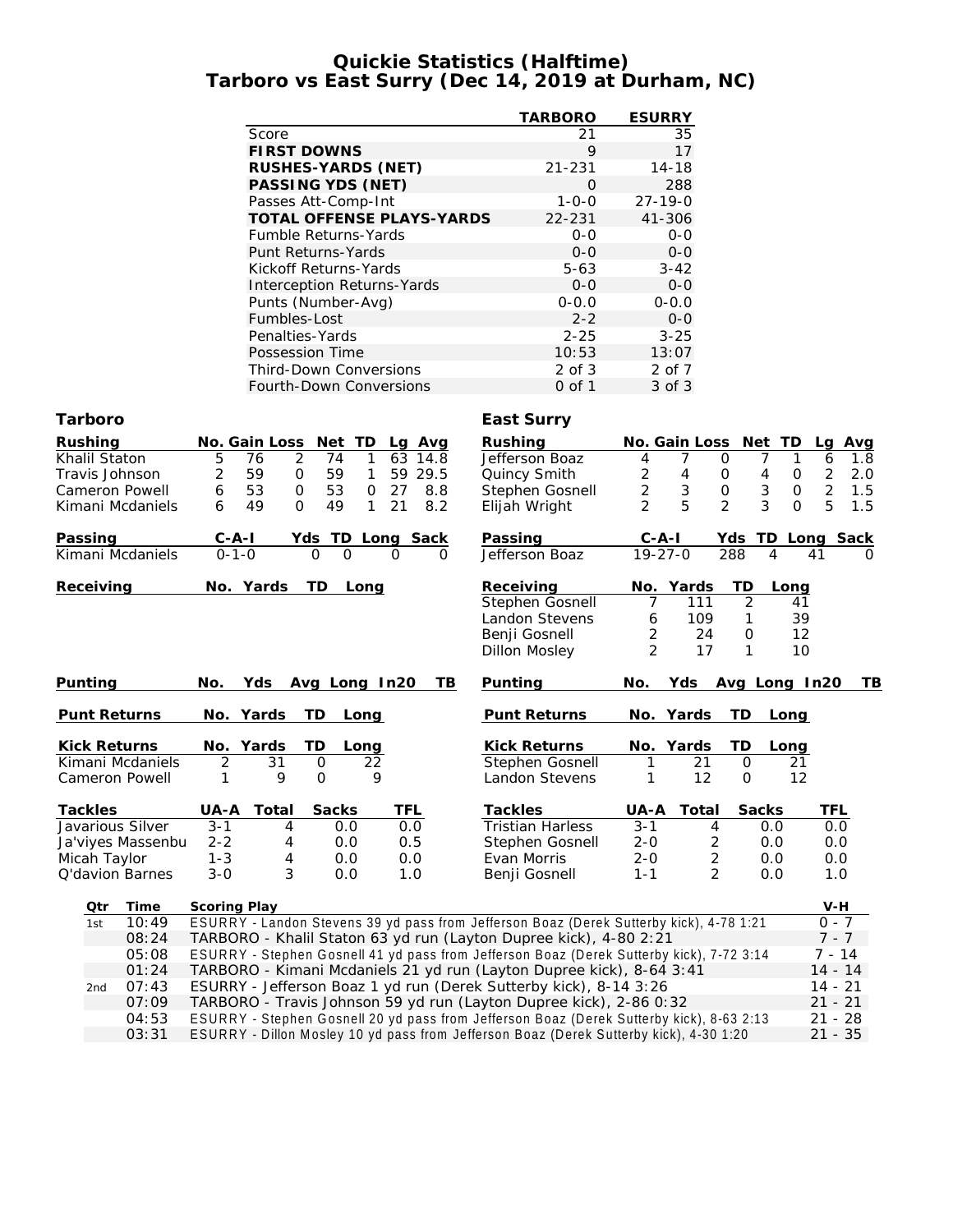# Quickie Statistics (Halftime)
# Tarboro vs East Surry (Dec 14, 2019 at Durham, NC)

| | TARBORO | ESURRY |
|---|---|---|
| Score | 21 | 35 |
| **FIRST DOWNS** | 9 | 17 |
| **RUSHES-YARDS (NET)** | 21-231 | 14-18 |
| **PASSING YDS (NET)** | 0 | 288 |
| Passes Att-Comp-Int | 1-0-0 | 27-19-0 |
| **TOTAL OFFENSE PLAYS-YARDS** | 22-231 | 41-306 |
| Fumble Returns-Yards | 0-0 | 0-0 |
| Punt Returns-Yards | 0-0 | 0-0 |
| Kickoff Returns-Yards | 5-63 | 3-42 |
| Interception Returns-Yards | 0-0 | 0-0 |
| Punts (Number-Avg) | 0-0.0 | 0-0.0 |
| Fumbles-Lost | 2-2 | 0-0 |
| Penalties-Yards | 2-25 | 3-25 |
| Possession Time | 10:53 | 13:07 |
| Third-Down Conversions | 2 of 3 | 2 of 7 |
| Fourth-Down Conversions | 0 of 1 | 3 of 3 |

## Tarboro

| Rushing | No. | Gain | Loss | Net | TD | Lg | Avg |
|---|---|---|---|---|---|---|---|
| Khalil Staton | 5 | 76 | 2 | 74 | 1 | 63 | 14.8 |
| Travis Johnson | 2 | 59 | 0 | 59 | 1 | 59 | 29.5 |
| Cameron Powell | 6 | 53 | 0 | 53 | 0 | 27 | 8.8 |
| Kimani Mcdaniels | 6 | 49 | 0 | 49 | 1 | 21 | 8.2 |

| Passing | C-A-I | Yds | TD | Long | Sack |
|---|---|---|---|---|---|
| Kimani Mcdaniels | 0-1-0 | 0 | 0 | 0 | 0 |

| Receiving | No. | Yards | TD | Long |
|---|---|---|---|---|

| Punting | No. | Yds | Avg | Long | In20 | TB |
|---|---|---|---|---|---|---|

| Punt Returns | No. | Yards | TD | Long |
|---|---|---|---|---|

| Kick Returns | No. | Yards | TD | Long |
|---|---|---|---|---|
| Kimani Mcdaniels | 2 | 31 | 0 | 22 |
| Cameron Powell | 1 | 9 | 0 | 9 |

| Tackles | UA-A | Total | Sacks | TFL |
|---|---|---|---|---|
| Javarious Silver | 3-1 | 4 | 0.0 | 0.0 |
| Ja'viyes Massenbu | 2-2 | 4 | 0.0 | 0.5 |
| Micah Taylor | 1-3 | 4 | 0.0 | 0.0 |
| Q'davion Barnes | 3-0 | 3 | 0.0 | 1.0 |

## East Surry

| Rushing | No. | Gain | Loss | Net | TD | Lg | Avg |
|---|---|---|---|---|---|---|---|
| Jefferson Boaz | 4 | 7 | 0 | 7 | 1 | 6 | 1.8 |
| Quincy Smith | 2 | 4 | 0 | 4 | 0 | 2 | 2.0 |
| Stephen Gosnell | 2 | 3 | 0 | 3 | 0 | 2 | 1.5 |
| Elijah Wright | 2 | 5 | 2 | 3 | 0 | 5 | 1.5 |

| Passing | C-A-I | Yds | TD | Long | Sack |
|---|---|---|---|---|---|
| Jefferson Boaz | 19-27-0 | 288 | 4 | 41 | 0 |

| Receiving | No. | Yards | TD | Long |
|---|---|---|---|---|
| Stephen Gosnell | 7 | 111 | 2 | 41 |
| Landon Stevens | 6 | 109 | 1 | 39 |
| Benji Gosnell | 2 | 24 | 0 | 12 |
| Dillon Mosley | 2 | 17 | 1 | 10 |

| Punting | No. | Yds | Avg | Long | In20 | TB |
|---|---|---|---|---|---|---|

| Punt Returns | No. | Yards | TD | Long |
|---|---|---|---|---|

| Kick Returns | No. | Yards | TD | Long |
|---|---|---|---|---|
| Stephen Gosnell | 1 | 21 | 0 | 21 |
| Landon Stevens | 1 | 12 | 0 | 12 |

| Tackles | UA-A | Total | Sacks | TFL |
|---|---|---|---|---|
| Tristian Harless | 3-1 | 4 | 0.0 | 0.0 |
| Stephen Gosnell | 2-0 | 2 | 0.0 | 0.0 |
| Evan Morris | 2-0 | 2 | 0.0 | 0.0 |
| Benji Gosnell | 1-1 | 2 | 0.0 | 1.0 |

## Scoring

| Qtr | Time | Scoring Play | V-H |
|---|---|---|---|
| 1st | 10:49 | ESURRY - Landon Stevens 39 yd pass from Jefferson Boaz (Derek Sutterby kick), 4-78 1:21 | 0 - 7 |
| | 08:24 | TARBORO - Khalil Staton 63 yd run (Layton Dupree kick), 4-80 2:21 | 7 - 7 |
| | 05:08 | ESURRY - Stephen Gosnell 41 yd pass from Jefferson Boaz (Derek Sutterby kick), 7-72 3:14 | 7 - 14 |
| | 01:24 | TARBORO - Kimani Mcdaniels 21 yd run (Layton Dupree kick), 8-64 3:41 | 14 - 14 |
| 2nd | 07:43 | ESURRY - Jefferson Boaz 1 yd run (Derek Sutterby kick), 8-14 3:26 | 14 - 21 |
| | 07:09 | TARBORO - Travis Johnson 59 yd run (Layton Dupree kick), 2-86 0:32 | 21 - 21 |
| | 04:53 | ESURRY - Stephen Gosnell 20 yd pass from Jefferson Boaz (Derek Sutterby kick), 8-63 2:13 | 21 - 28 |
| | 03:31 | ESURRY - Dillon Mosley 10 yd pass from Jefferson Boaz (Derek Sutterby kick), 4-30 1:20 | 21 - 35 |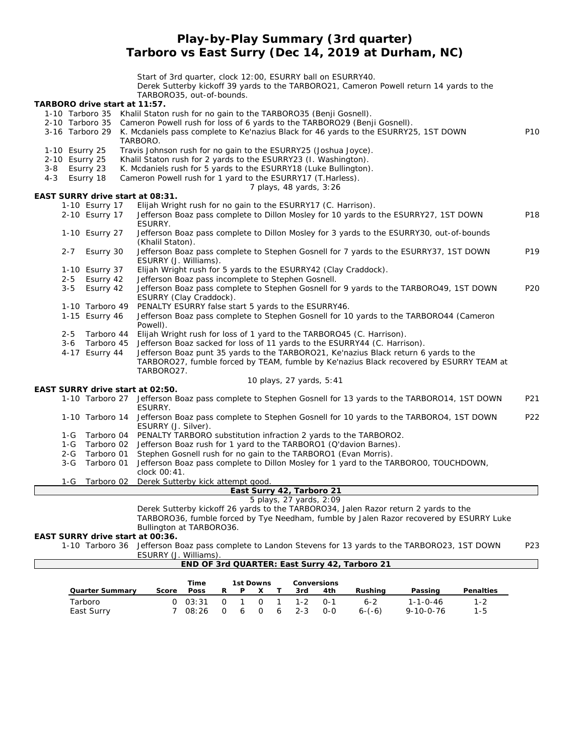# Play-by-Play Summary (3rd quarter)
## Tarboro vs East Surry (Dec 14, 2019 at Durham, NC)

Start of 3rd quarter, clock 12:00, ESURRY ball on ESURRY40.
Derek Sutterby kickoff 39 yards to the TARBORO21, Cameron Powell return 14 yards to the TARBORO35, out-of-bounds.

**TARBORO drive start at 11:57.**

| Down | Spot | Play | |
|---|---|---|---|
| 1-10 | Tarboro 35 | Khalil Staton rush for no gain to the TARBORO35 (Benji Gosnell). | |
| 2-10 | Tarboro 35 | Cameron Powell rush for loss of 6 yards to the TARBORO29 (Benji Gosnell). | |
| 3-16 | Tarboro 29 | K. Mcdaniels pass complete to Ke'nazius Black for 46 yards to the ESURRY25, 1ST DOWN TARBORO. | P10 |
| 1-10 | Esurry 25 | Travis Johnson rush for no gain to the ESURRY25 (Joshua Joyce). | |
| 2-10 | Esurry 25 | Khalil Staton rush for 2 yards to the ESURRY23 (I. Washington). | |
| 3-8 | Esurry 23 | K. Mcdaniels rush for 5 yards to the ESURRY18 (Luke Bullington). | |
| 4-3 | Esurry 18 | Cameron Powell rush for 1 yard to the ESURRY17 (T.Harless). | |

7 plays, 48 yards, 3:26

**EAST SURRY drive start at 08:31.**

| Down | Spot | Play | |
|---|---|---|---|
| 1-10 | Esurry 17 | Elijah Wright rush for no gain to the ESURRY17 (C. Harrison). | |
| 2-10 | Esurry 17 | Jefferson Boaz pass complete to Dillon Mosley for 10 yards to the ESURRY27, 1ST DOWN ESURRY. | P18 |
| 1-10 | Esurry 27 | Jefferson Boaz pass complete to Dillon Mosley for 3 yards to the ESURRY30, out-of-bounds (Khalil Staton). | |
| 2-7 | Esurry 30 | Jefferson Boaz pass complete to Stephen Gosnell for 7 yards to the ESURRY37, 1ST DOWN ESURRY (J. Williams). | P19 |
| 1-10 | Esurry 37 | Elijah Wright rush for 5 yards to the ESURRY42 (Clay Craddock). | |
| 2-5 | Esurry 42 | Jefferson Boaz pass incomplete to Stephen Gosnell. | |
| 3-5 | Esurry 42 | Jefferson Boaz pass complete to Stephen Gosnell for 9 yards to the TARBORO49, 1ST DOWN ESURRY (Clay Craddock). | P20 |
| 1-10 | Tarboro 49 | PENALTY ESURRY false start 5 yards to the ESURRY46. | |
| 1-15 | Esurry 46 | Jefferson Boaz pass complete to Stephen Gosnell for 10 yards to the TARBORO44 (Cameron Powell). | |
| 2-5 | Tarboro 44 | Elijah Wright rush for loss of 1 yard to the TARBORO45 (C. Harrison). | |
| 3-6 | Tarboro 45 | Jefferson Boaz sacked for loss of 11 yards to the ESURRY44 (C. Harrison). | |
| 4-17 | Esurry 44 | Jefferson Boaz punt 35 yards to the TARBORO21, Ke'nazius Black return 6 yards to the TARBORO27, fumble forced by TEAM, fumble by Ke'nazius Black recovered by ESURRY TEAM at TARBORO27. | |

10 plays, 27 yards, 5:41

**EAST SURRY drive start at 02:50.**

| Down | Spot | Play | |
|---|---|---|---|
| 1-10 | Tarboro 27 | Jefferson Boaz pass complete to Stephen Gosnell for 13 yards to the TARBORO14, 1ST DOWN ESURRY. | P21 |
| 1-10 | Tarboro 14 | Jefferson Boaz pass complete to Stephen Gosnell for 10 yards to the TARBORO4, 1ST DOWN ESURRY (J. Silver). | P22 |
| 1-G | Tarboro 04 | PENALTY TARBORO substitution infraction 2 yards to the TARBORO2. | |
| 1-G | Tarboro 02 | Jefferson Boaz rush for 1 yard to the TARBORO1 (Q'davion Barnes). | |
| 2-G | Tarboro 01 | Stephen Gosnell rush for no gain to the TARBORO1 (Evan Morris). | |
| 3-G | Tarboro 01 | Jefferson Boaz pass complete to Dillon Mosley for 1 yard to the TARBORO0, TOUCHDOWN, clock 00:41. | |
| 1-G | Tarboro 02 | Derek Sutterby kick attempt good. | |

**East Surry 42, Tarboro 21**

5 plays, 27 yards, 2:09

Derek Sutterby kickoff 26 yards to the TARBORO34, Jalen Razor return 2 yards to the TARBORO36, fumble forced by Tye Needham, fumble by Jalen Razor recovered by ESURRY Luke Bullington at TARBORO36.

**EAST SURRY drive start at 00:36.**

| Down | Spot | Play | |
|---|---|---|---|
| 1-10 | Tarboro 36 | Jefferson Boaz pass complete to Landon Stevens for 13 yards to the TARBORO23, 1ST DOWN ESURRY (J. Williams). | P23 |

**END OF 3rd QUARTER: East Surry 42, Tarboro 21**

| Quarter Summary | Score | Time Poss | 1st Downs R | P | X | T | Conversions 3rd | 4th | Rushing | Passing | Penalties |
|---|---|---|---|---|---|---|---|---|---|---|---|
| Tarboro | 0 | 03:31 | 0 | 1 | 0 | 1 | 1-2 | 0-1 | 6-2 | 1-1-0-46 | 1-2 |
| East Surry | 7 | 08:26 | 0 | 6 | 0 | 6 | 2-3 | 0-0 | 6-(-6) | 9-10-0-76 | 1-5 |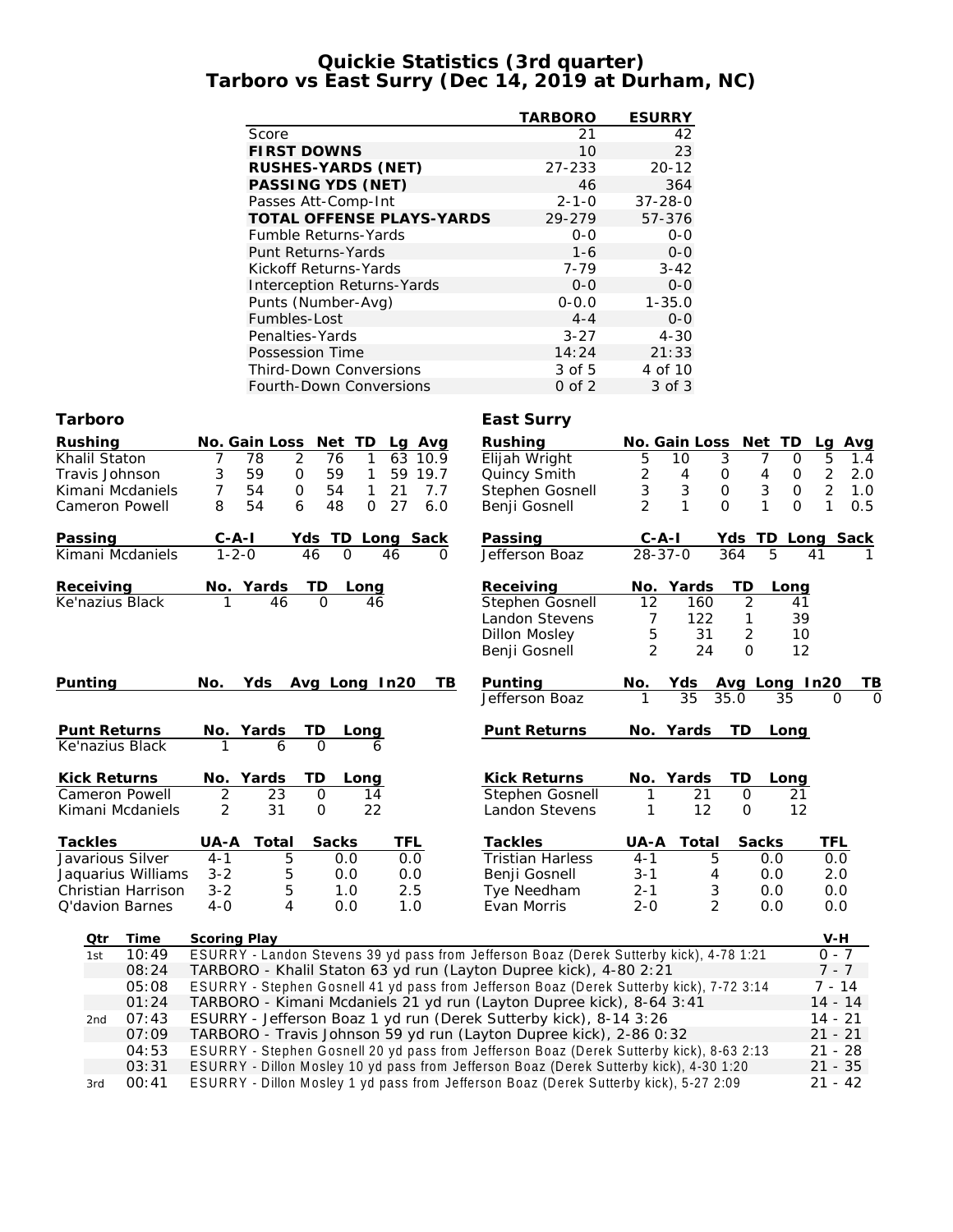# Quickie Statistics (3rd quarter)
## Tarboro vs East Surry (Dec 14, 2019 at Durham, NC)

| | TARBORO | ESURRY |
|---|---|---|
| Score | 21 | 42 |
| **FIRST DOWNS** | 10 | 23 |
| **RUSHES-YARDS (NET)** | 27-233 | 20-12 |
| **PASSING YDS (NET)** | 46 | 364 |
| Passes Att-Comp-Int | 2-1-0 | 37-28-0 |
| **TOTAL OFFENSE PLAYS-YARDS** | 29-279 | 57-376 |
| Fumble Returns-Yards | 0-0 | 0-0 |
| Punt Returns-Yards | 1-6 | 0-0 |
| Kickoff Returns-Yards | 7-79 | 3-42 |
| Interception Returns-Yards | 0-0 | 0-0 |
| Punts (Number-Avg) | 0-0.0 | 1-35.0 |
| Fumbles-Lost | 4-4 | 0-0 |
| Penalties-Yards | 3-27 | 4-30 |
| Possession Time | 14:24 | 21:33 |
| Third-Down Conversions | 3 of 5 | 4 of 10 |
| Fourth-Down Conversions | 0 of 2 | 3 of 3 |

### Tarboro

| Rushing | No. | Gain | Loss | Net | TD | Lg | Avg |
|---|---|---|---|---|---|---|---|
| Khalil Staton | 7 | 78 | 2 | 76 | 1 | 63 | 10.9 |
| Travis Johnson | 3 | 59 | 0 | 59 | 1 | 59 | 19.7 |
| Kimani Mcdaniels | 7 | 54 | 0 | 54 | 1 | 21 | 7.7 |
| Cameron Powell | 8 | 54 | 6 | 48 | 0 | 27 | 6.0 |

| Passing | C-A-I | Yds | TD | Long | Sack |
|---|---|---|---|---|---|
| Kimani Mcdaniels | 1-2-0 | 46 | 0 | 46 | 0 |

| Receiving | No. | Yards | TD | Long |
|---|---|---|---|---|
| Ke'nazius Black | 1 | 46 | 0 | 46 |

| Punting | No. | Yds | Avg | Long | In20 | TB |
|---|---|---|---|---|---|---|

| Punt Returns | No. | Yards | TD | Long |
|---|---|---|---|---|
| Ke'nazius Black | 1 | 6 | 0 | 6 |

| Kick Returns | No. | Yards | TD | Long |
|---|---|---|---|---|
| Cameron Powell | 2 | 23 | 0 | 14 |
| Kimani Mcdaniels | 2 | 31 | 0 | 22 |

| Tackles | UA-A | Total | Sacks | TFL |
|---|---|---|---|---|
| Javarious Silver | 4-1 | 5 | 0.0 | 0.0 |
| Jaquarius Williams | 3-2 | 5 | 0.0 | 0.0 |
| Christian Harrison | 3-2 | 5 | 1.0 | 2.5 |
| Q'davion Barnes | 4-0 | 4 | 0.0 | 1.0 |

### East Surry

| Rushing | No. | Gain | Loss | Net | TD | Lg | Avg |
|---|---|---|---|---|---|---|---|
| Elijah Wright | 5 | 10 | 3 | 7 | 0 | 5 | 1.4 |
| Quincy Smith | 2 | 4 | 0 | 4 | 0 | 2 | 2.0 |
| Stephen Gosnell | 3 | 3 | 0 | 3 | 0 | 2 | 1.0 |
| Benji Gosnell | 2 | 1 | 0 | 1 | 0 | 1 | 0.5 |

| Passing | C-A-I | Yds | TD | Long | Sack |
|---|---|---|---|---|---|
| Jefferson Boaz | 28-37-0 | 364 | 5 | 41 | 1 |

| Receiving | No. | Yards | TD | Long |
|---|---|---|---|---|
| Stephen Gosnell | 12 | 160 | 2 | 41 |
| Landon Stevens | 7 | 122 | 1 | 39 |
| Dillon Mosley | 5 | 31 | 2 | 10 |
| Benji Gosnell | 2 | 24 | 0 | 12 |

| Punting | No. | Yds | Avg | Long | In20 | TB |
|---|---|---|---|---|---|---|
| Jefferson Boaz | 1 | 35 | 35.0 | 35 | 0 | 0 |

| Punt Returns | No. | Yards | TD | Long |
|---|---|---|---|---|

| Kick Returns | No. | Yards | TD | Long |
|---|---|---|---|---|
| Stephen Gosnell | 1 | 21 | 0 | 21 |
| Landon Stevens | 1 | 12 | 0 | 12 |

| Tackles | UA-A | Total | Sacks | TFL |
|---|---|---|---|---|
| Tristian Harless | 4-1 | 5 | 0.0 | 0.0 |
| Benji Gosnell | 3-1 | 4 | 0.0 | 2.0 |
| Tye Needham | 2-1 | 3 | 0.0 | 0.0 |
| Evan Morris | 2-0 | 2 | 0.0 | 0.0 |

| Qtr | Time | Scoring Play | V-H |
|---|---|---|---|
| 1st | 10:49 | ESURRY - Landon Stevens 39 yd pass from Jefferson Boaz (Derek Sutterby kick), 4-78 1:21 | 0 - 7 |
| | 08:24 | TARBORO - Khalil Staton 63 yd run (Layton Dupree kick), 4-80 2:21 | 7 - 7 |
| | 05:08 | ESURRY - Stephen Gosnell 41 yd pass from Jefferson Boaz (Derek Sutterby kick), 7-72 3:14 | 7 - 14 |
| | 01:24 | TARBORO - Kimani Mcdaniels 21 yd run (Layton Dupree kick), 8-64 3:41 | 14 - 14 |
| 2nd | 07:43 | ESURRY - Jefferson Boaz 1 yd run (Derek Sutterby kick), 8-14 3:26 | 14 - 21 |
| | 07:09 | TARBORO - Travis Johnson 59 yd run (Layton Dupree kick), 2-86 0:32 | 21 - 21 |
| | 04:53 | ESURRY - Stephen Gosnell 20 yd pass from Jefferson Boaz (Derek Sutterby kick), 8-63 2:13 | 21 - 28 |
| | 03:31 | ESURRY - Dillon Mosley 10 yd pass from Jefferson Boaz (Derek Sutterby kick), 4-30 1:20 | 21 - 35 |
| 3rd | 00:41 | ESURRY - Dillon Mosley 1 yd pass from Jefferson Boaz (Derek Sutterby kick), 5-27 2:09 | 21 - 42 |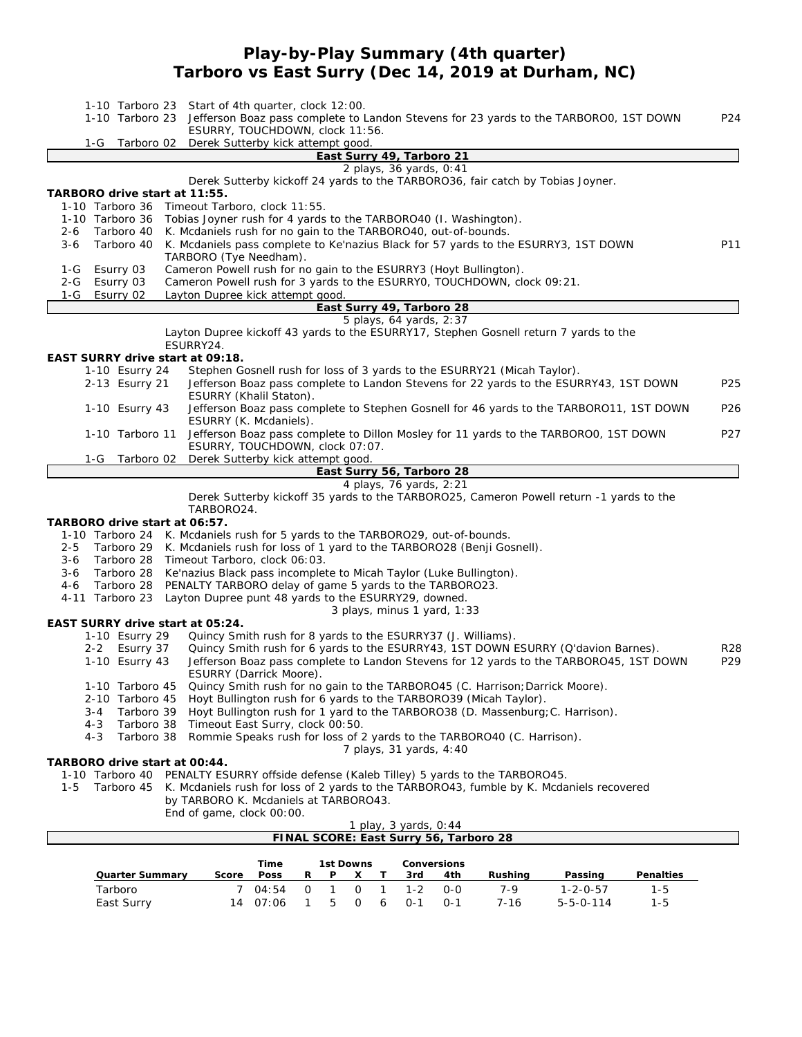# Play-by-Play Summary (4th quarter)
## Tarboro vs East Surry (Dec 14, 2019 at Durham, NC)

| Down | Spot | Play | |
|---|---|---|---|
| 1-10 | Tarboro 23 | Start of 4th quarter, clock 12:00. | |
| 1-10 | Tarboro 23 | Jefferson Boaz pass complete to Landon Stevens for 23 yards to the TARBORO0, 1ST DOWN ESURRY, TOUCHDOWN, clock 11:56. | P24 |
| 1-G | Tarboro 02 | Derek Sutterby kick attempt good. | |

**East Surry 49, Tarboro 21**

2 plays, 36 yards, 0:41

Derek Sutterby kickoff 24 yards to the TARBORO36, fair catch by Tobias Joyner.

**TARBORO drive start at 11:55.**

| Down | Spot | Play | |
|---|---|---|---|
| 1-10 | Tarboro 36 | Timeout Tarboro, clock 11:55. | |
| 1-10 | Tarboro 36 | Tobias Joyner rush for 4 yards to the TARBORO40 (I. Washington). | |
| 2-6 | Tarboro 40 | K. Mcdaniels rush for no gain to the TARBORO40, out-of-bounds. | |
| 3-6 | Tarboro 40 | K. Mcdaniels pass complete to Ke'nazius Black for 57 yards to the ESURRY3, 1ST DOWN TARBORO (Tye Needham). | P11 |
| 1-G | Esurry 03 | Cameron Powell rush for no gain to the ESURRY3 (Hoyt Bullington). | |
| 2-G | Esurry 03 | Cameron Powell rush for 3 yards to the ESURRY0, TOUCHDOWN, clock 09:21. | |
| 1-G | Esurry 02 | Layton Dupree kick attempt good. | |

**East Surry 49, Tarboro 28**

5 plays, 64 yards, 2:37

Layton Dupree kickoff 43 yards to the ESURRY17, Stephen Gosnell return 7 yards to the ESURRY24.

**EAST SURRY drive start at 09:18.**

| Down | Spot | Play | |
|---|---|---|---|
| 1-10 | Esurry 24 | Stephen Gosnell rush for loss of 3 yards to the ESURRY21 (Micah Taylor). | |
| 2-13 | Esurry 21 | Jefferson Boaz pass complete to Landon Stevens for 22 yards to the ESURRY43, 1ST DOWN ESURRY (Khalil Staton). | P25 |
| 1-10 | Esurry 43 | Jefferson Boaz pass complete to Stephen Gosnell for 46 yards to the TARBORO11, 1ST DOWN ESURRY (K. Mcdaniels). | P26 |
| 1-10 | Tarboro 11 | Jefferson Boaz pass complete to Dillon Mosley for 11 yards to the TARBORO0, 1ST DOWN ESURRY, TOUCHDOWN, clock 07:07. | P27 |
| 1-G | Tarboro 02 | Derek Sutterby kick attempt good. | |

**East Surry 56, Tarboro 28**

4 plays, 76 yards, 2:21

Derek Sutterby kickoff 35 yards to the TARBORO25, Cameron Powell return -1 yards to the TARBORO24.

**TARBORO drive start at 06:57.**

| Down | Spot | Play | |
|---|---|---|---|
| 1-10 | Tarboro 24 | K. Mcdaniels rush for 5 yards to the TARBORO29, out-of-bounds. | |
| 2-5 | Tarboro 29 | K. Mcdaniels rush for loss of 1 yard to the TARBORO28 (Benji Gosnell). | |
| 3-6 | Tarboro 28 | Timeout Tarboro, clock 06:03. | |
| 3-6 | Tarboro 28 | Ke'nazius Black pass incomplete to Micah Taylor (Luke Bullington). | |
| 4-6 | Tarboro 28 | PENALTY TARBORO delay of game 5 yards to the TARBORO23. | |
| 4-11 | Tarboro 23 | Layton Dupree punt 48 yards to the ESURRY29, downed. | |

3 plays, minus 1 yard, 1:33

**EAST SURRY drive start at 05:24.**

| Down | Spot | Play | |
|---|---|---|---|
| 1-10 | Esurry 29 | Quincy Smith rush for 8 yards to the ESURRY37 (J. Williams). | |
| 2-2 | Esurry 37 | Quincy Smith rush for 6 yards to the ESURRY43, 1ST DOWN ESURRY (Q'davion Barnes). | R28 |
| 1-10 | Esurry 43 | Jefferson Boaz pass complete to Landon Stevens for 12 yards to the TARBORO45, 1ST DOWN ESURRY (Darrick Moore). | P29 |
| 1-10 | Tarboro 45 | Quincy Smith rush for no gain to the TARBORO45 (C. Harrison;Darrick Moore). | |
| 2-10 | Tarboro 45 | Hoyt Bullington rush for 6 yards to the TARBORO39 (Micah Taylor). | |
| 3-4 | Tarboro 39 | Hoyt Bullington rush for 1 yard to the TARBORO38 (D. Massenburg;C. Harrison). | |
| 4-3 | Tarboro 38 | Timeout East Surry, clock 00:50. | |
| 4-3 | Tarboro 38 | Rommie Speaks rush for loss of 2 yards to the TARBORO40 (C. Harrison). | |

7 plays, 31 yards, 4:40

**TARBORO drive start at 00:44.**

| Down | Spot | Play | |
|---|---|---|---|
| 1-10 | Tarboro 40 | PENALTY ESURRY offside defense (Kaleb Tilley) 5 yards to the TARBORO45. | |
| 1-5 | Tarboro 45 | K. Mcdaniels rush for loss of 2 yards to the TARBORO43, fumble by K. Mcdaniels recovered by TARBORO K. Mcdaniels at TARBORO43. | |
| | | End of game, clock 00:00. | |

1 play, 3 yards, 0:44

**FINAL SCORE: East Surry 56, Tarboro 28**

| Quarter Summary | Score | Time Poss | 1st Downs R | P | X | T | Conversions 3rd | 4th | Rushing | Passing | Penalties |
|---|---|---|---|---|---|---|---|---|---|---|---|
| Tarboro | 7 | 04:54 | 0 | 1 | 0 | 1 | 1-2 | 0-0 | 7-9 | 1-2-0-57 | 1-5 |
| East Surry | 14 | 07:06 | 1 | 5 | 0 | 6 | 0-1 | 0-1 | 7-16 | 5-5-0-114 | 1-5 |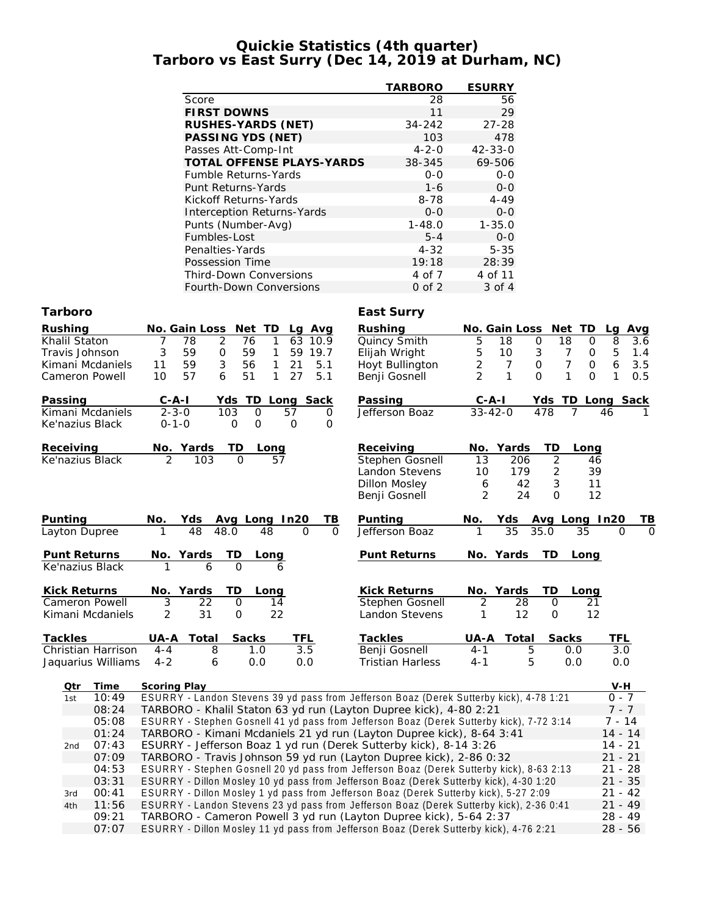# Quickie Statistics (4th quarter)
## Tarboro vs East Surry (Dec 14, 2019 at Durham, NC)

| | TARBORO | ESURRY |
|---|---|---|
| Score | 28 | 56 |
| **FIRST DOWNS** | 11 | 29 |
| **RUSHES-YARDS (NET)** | 34-242 | 27-28 |
| **PASSING YDS (NET)** | 103 | 478 |
| Passes Att-Comp-Int | 4-2-0 | 42-33-0 |
| **TOTAL OFFENSE PLAYS-YARDS** | 38-345 | 69-506 |
| Fumble Returns-Yards | 0-0 | 0-0 |
| Punt Returns-Yards | 1-6 | 0-0 |
| Kickoff Returns-Yards | 8-78 | 4-49 |
| Interception Returns-Yards | 0-0 | 0-0 |
| Punts (Number-Avg) | 1-48.0 | 1-35.0 |
| Fumbles-Lost | 5-4 | 0-0 |
| Penalties-Yards | 4-32 | 5-35 |
| Possession Time | 19:18 | 28:39 |
| Third-Down Conversions | 4 of 7 | 4 of 11 |
| Fourth-Down Conversions | 0 of 2 | 3 of 4 |

### Tarboro

| Rushing | No. | Gain | Loss | Net | TD | Lg | Avg |
|---|---|---|---|---|---|---|---|
| Khalil Staton | 7 | 78 | 2 | 76 | 1 | 63 | 10.9 |
| Travis Johnson | 3 | 59 | 0 | 59 | 1 | 59 | 19.7 |
| Kimani Mcdaniels | 11 | 59 | 3 | 56 | 1 | 21 | 5.1 |
| Cameron Powell | 10 | 57 | 6 | 51 | 1 | 27 | 5.1 |

| Passing | C-A-I | Yds | TD | Long | Sack |
|---|---|---|---|---|---|
| Kimani Mcdaniels | 2-3-0 | 103 | 0 | 57 | 0 |
| Ke'nazius Black | 0-1-0 | 0 | 0 | 0 | 0 |

| Receiving | No. | Yards | TD | Long |
|---|---|---|---|---|
| Ke'nazius Black | 2 | 103 | 0 | 57 |

| Punting | No. | Yds | Avg | Long | In20 | TB |
|---|---|---|---|---|---|---|
| Layton Dupree | 1 | 48 | 48.0 | 48 | 0 | 0 |

| Punt Returns | No. | Yards | TD | Long |
|---|---|---|---|---|
| Ke'nazius Black | 1 | 6 | 0 | 6 |

| Kick Returns | No. | Yards | TD | Long |
|---|---|---|---|---|
| Cameron Powell | 3 | 22 | 0 | 14 |
| Kimani Mcdaniels | 2 | 31 | 0 | 22 |

| Tackles | UA-A | Total | Sacks | TFL |
|---|---|---|---|---|
| Christian Harrison | 4-4 | 8 | 1.0 | 3.5 |
| Jaquarius Williams | 4-2 | 6 | 0.0 | 0.0 |

### East Surry

| Rushing | No. | Gain | Loss | Net | TD | Lg | Avg |
|---|---|---|---|---|---|---|---|
| Quincy Smith | 5 | 18 | 0 | 18 | 0 | 8 | 3.6 |
| Elijah Wright | 5 | 10 | 3 | 7 | 0 | 5 | 1.4 |
| Hoyt Bullington | 2 | 7 | 0 | 7 | 0 | 6 | 3.5 |
| Benji Gosnell | 2 | 1 | 0 | 1 | 0 | 1 | 0.5 |

| Passing | C-A-I | Yds | TD | Long | Sack |
|---|---|---|---|---|---|
| Jefferson Boaz | 33-42-0 | 478 | 7 | 46 | 1 |

| Receiving | No. | Yards | TD | Long |
|---|---|---|---|---|
| Stephen Gosnell | 13 | 206 | 2 | 46 |
| Landon Stevens | 10 | 179 | 2 | 39 |
| Dillon Mosley | 6 | 42 | 3 | 11 |
| Benji Gosnell | 2 | 24 | 0 | 12 |

| Punting | No. | Yds | Avg | Long | In20 | TB |
|---|---|---|---|---|---|---|
| Jefferson Boaz | 1 | 35 | 35.0 | 35 | 0 | 0 |

| Punt Returns | No. | Yards | TD | Long |
|---|---|---|---|---|

| Kick Returns | No. | Yards | TD | Long |
|---|---|---|---|---|
| Stephen Gosnell | 2 | 28 | 0 | 21 |
| Landon Stevens | 1 | 12 | 0 | 12 |

| Tackles | UA-A | Total | Sacks | TFL |
|---|---|---|---|---|
| Benji Gosnell | 4-1 | 5 | 0.0 | 3.0 |
| Tristian Harless | 4-1 | 5 | 0.0 | 0.0 |

| Qtr | Time | Scoring Play | V-H |
|---|---|---|---|
| 1st | 10:49 | ESURRY - Landon Stevens 39 yd pass from Jefferson Boaz (Derek Sutterby kick), 4-78 1:21 | 0 - 7 |
| | 08:24 | TARBORO - Khalil Staton 63 yd run (Layton Dupree kick), 4-80 2:21 | 7 - 7 |
| | 05:08 | ESURRY - Stephen Gosnell 41 yd pass from Jefferson Boaz (Derek Sutterby kick), 7-72 3:14 | 7 - 14 |
| | 01:24 | TARBORO - Kimani Mcdaniels 21 yd run (Layton Dupree kick), 8-64 3:41 | 14 - 14 |
| 2nd | 07:43 | ESURRY - Jefferson Boaz 1 yd run (Derek Sutterby kick), 8-14 3:26 | 14 - 21 |
| | 07:09 | TARBORO - Travis Johnson 59 yd run (Layton Dupree kick), 2-86 0:32 | 21 - 21 |
| | 04:53 | ESURRY - Stephen Gosnell 20 yd pass from Jefferson Boaz (Derek Sutterby kick), 8-63 2:13 | 21 - 28 |
| | 03:31 | ESURRY - Dillon Mosley 10 yd pass from Jefferson Boaz (Derek Sutterby kick), 4-30 1:20 | 21 - 35 |
| 3rd | 00:41 | ESURRY - Dillon Mosley 1 yd pass from Jefferson Boaz (Derek Sutterby kick), 5-27 2:09 | 21 - 42 |
| 4th | 11:56 | ESURRY - Landon Stevens 23 yd pass from Jefferson Boaz (Derek Sutterby kick), 2-36 0:41 | 21 - 49 |
| | 09:21 | TARBORO - Cameron Powell 3 yd run (Layton Dupree kick), 5-64 2:37 | 28 - 49 |
| | 07:07 | ESURRY - Dillon Mosley 11 yd pass from Jefferson Boaz (Derek Sutterby kick), 4-76 2:21 | 28 - 56 |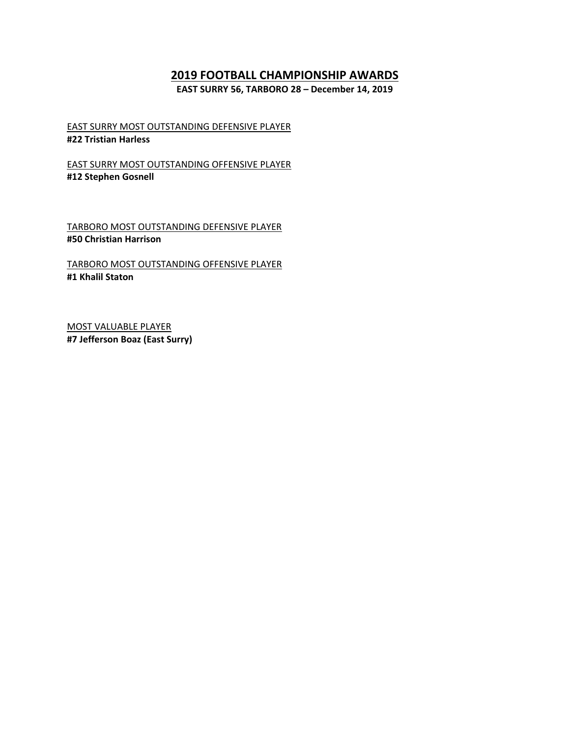## 2019 FOOTBALL CHAMPIONSHIP AWARDS

**EAST SURRY 56, TARBORO 28 – December 14, 2019**

EAST SURRY MOST OUTSTANDING DEFENSIVE PLAYER
**#22 Tristian Harless**

EAST SURRY MOST OUTSTANDING OFFENSIVE PLAYER
**#12 Stephen Gosnell**

TARBORO MOST OUTSTANDING DEFENSIVE PLAYER
**#50 Christian Harrison**

TARBORO MOST OUTSTANDING OFFENSIVE PLAYER
**#1 Khalil Staton**

MOST VALUABLE PLAYER
**#7 Jefferson Boaz (East Surry)**